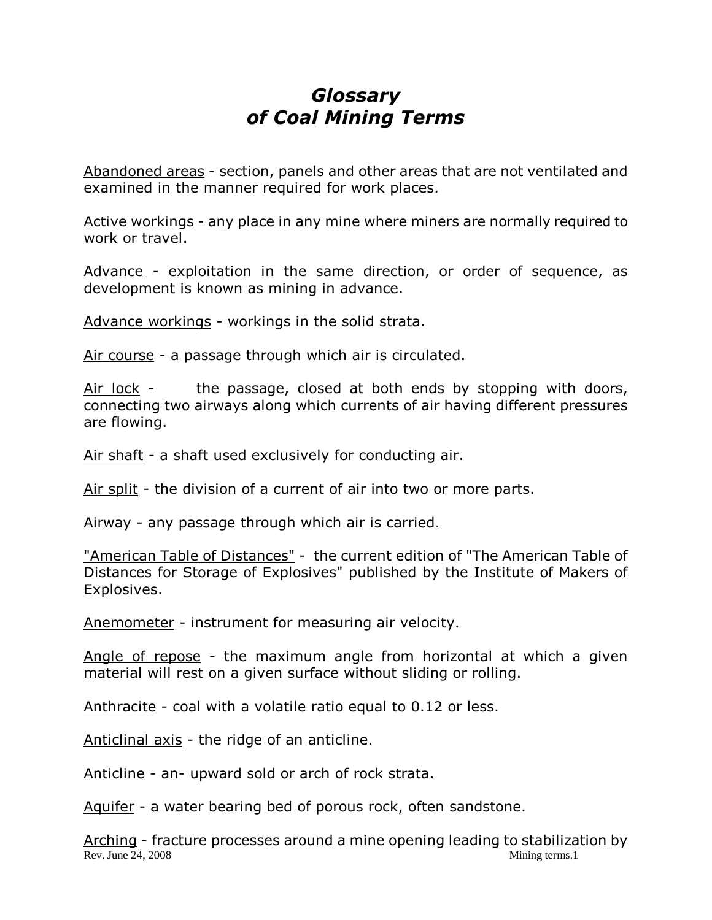# *Glossary of Coal Mining Terms*

Abandoned areas - section, panels and other areas that are not ventilated and examined in the manner required for work places.

Active workings - any place in any mine where miners are normally required to work or travel.

Advance - exploitation in the same direction, or order of sequence, as development is known as mining in advance.

Advance workings - workings in the solid strata.

Air course - a passage through which air is circulated.

Air lock - the passage, closed at both ends by stopping with doors, connecting two airways along which currents of air having different pressures are flowing.

Air shaft - a shaft used exclusively for conducting air.

Air split - the division of a current of air into two or more parts.

Airway - any passage through which air is carried.

"American Table of Distances" - the current edition of "The American Table of Distances for Storage of Explosives" published by the Institute of Makers of Explosives.

Anemometer - instrument for measuring air velocity.

Angle of repose - the maximum angle from horizontal at which a given material will rest on a given surface without sliding or rolling.

Anthracite - coal with a volatile ratio equal to 0.12 or less.

Anticlinal axis - the ridge of an anticline.

Anticline - an- upward sold or arch of rock strata.

Aquifer - a water bearing bed of porous rock, often sandstone.

Arching - fracture processes around a mine opening leading to stabilization by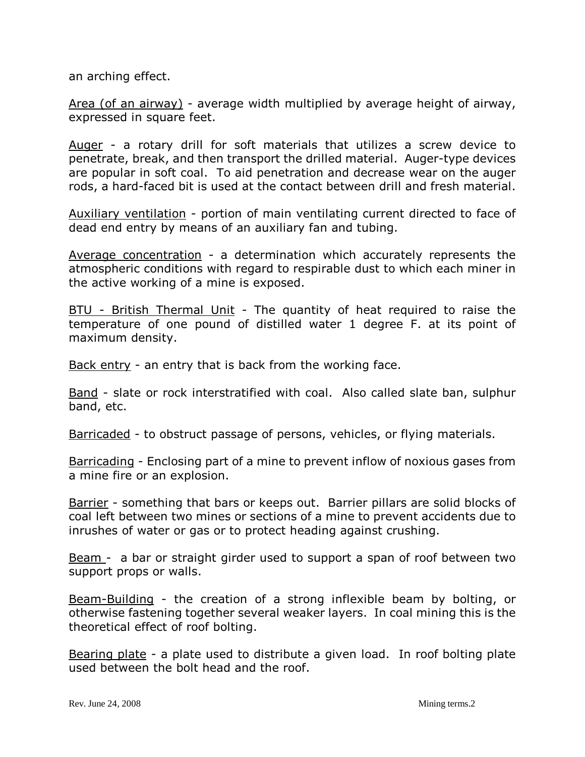an arching effect.

Area (of an airway) - average width multiplied by average height of airway, expressed in square feet.

Auger - a rotary drill for soft materials that utilizes a screw device to penetrate, break, and then transport the drilled material. Auger-type devices are popular in soft coal. To aid penetration and decrease wear on the auger rods, a hard-faced bit is used at the contact between drill and fresh material.

Auxiliary ventilation - portion of main ventilating current directed to face of dead end entry by means of an auxiliary fan and tubing.

Average concentration - a determination which accurately represents the atmospheric conditions with regard to respirable dust to which each miner in the active working of a mine is exposed.

BTU - British Thermal Unit - The quantity of heat required to raise the temperature of one pound of distilled water 1 degree F. at its point of maximum density.

Back entry - an entry that is back from the working face.

Band - slate or rock interstratified with coal. Also called slate ban, sulphur band, etc.

Barricaded - to obstruct passage of persons, vehicles, or flying materials.

Barricading - Enclosing part of a mine to prevent inflow of noxious gases from a mine fire or an explosion.

Barrier - something that bars or keeps out. Barrier pillars are solid blocks of coal left between two mines or sections of a mine to prevent accidents due to inrushes of water or gas or to protect heading against crushing.

Beam - a bar or straight girder used to support a span of roof between two support props or walls.

Beam-Building - the creation of a strong inflexible beam by bolting, or otherwise fastening together several weaker layers. In coal mining this is the theoretical effect of roof bolting.

Bearing plate - a plate used to distribute a given load. In roof bolting plate used between the bolt head and the roof.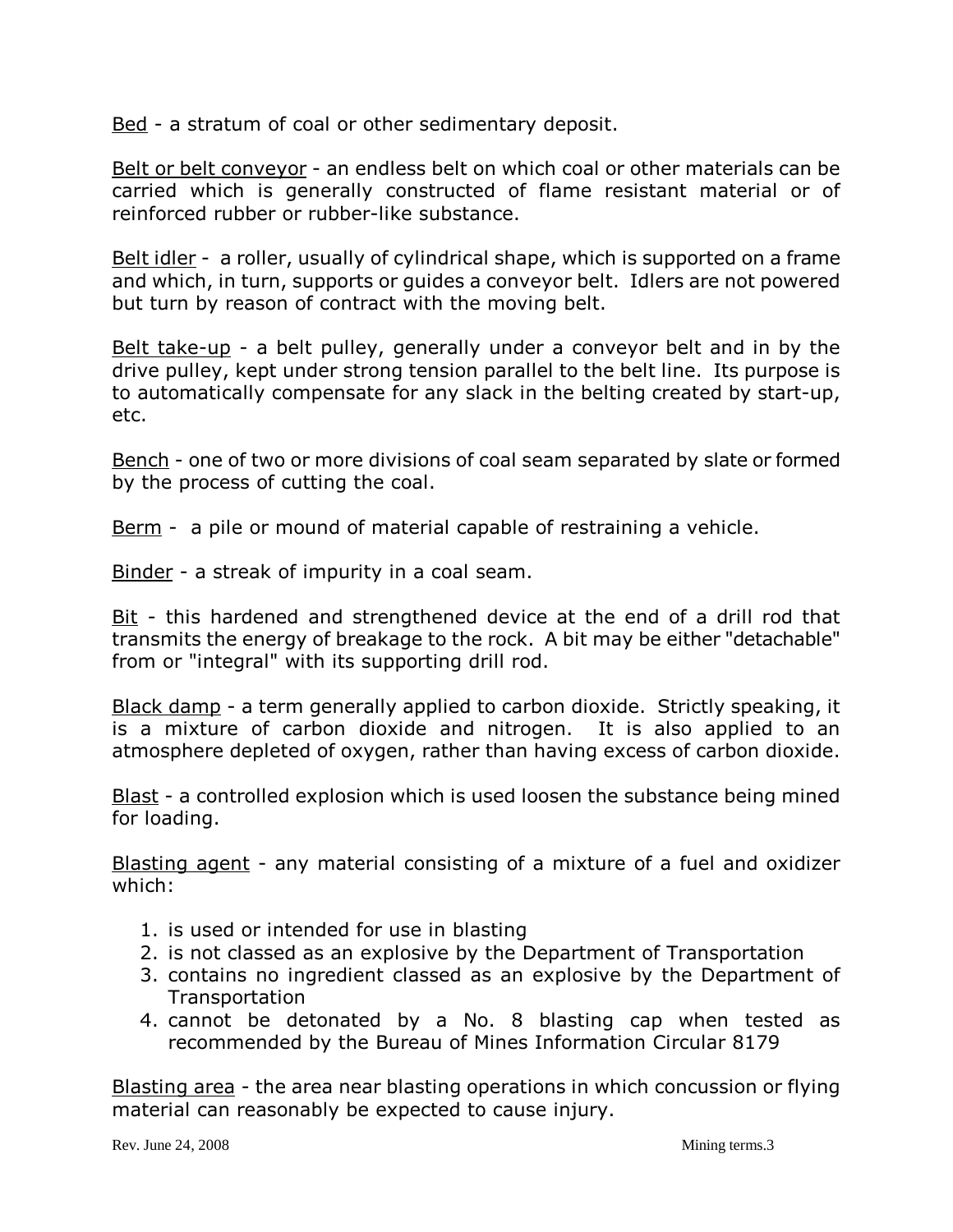Bed - a stratum of coal or other sedimentary deposit.

Belt or belt conveyor - an endless belt on which coal or other materials can be carried which is generally constructed of flame resistant material or of reinforced rubber or rubber-like substance.

Belt idler - a roller, usually of cylindrical shape, which is supported on a frame and which, in turn, supports or guides a conveyor belt. Idlers are not powered but turn by reason of contract with the moving belt.

Belt take-up - a belt pulley, generally under a conveyor belt and in by the drive pulley, kept under strong tension parallel to the belt line. Its purpose is to automatically compensate for any slack in the belting created by start-up, etc.

Bench - one of two or more divisions of coal seam separated by slate or formed by the process of cutting the coal.

Berm - a pile or mound of material capable of restraining a vehicle.

Binder - a streak of impurity in a coal seam.

Bit - this hardened and strengthened device at the end of a drill rod that transmits the energy of breakage to the rock. A bit may be either "detachable" from or "integral" with its supporting drill rod.

Black damp - a term generally applied to carbon dioxide. Strictly speaking, it is a mixture of carbon dioxide and nitrogen. It is also applied to an atmosphere depleted of oxygen, rather than having excess of carbon dioxide.

Blast - a controlled explosion which is used loosen the substance being mined for loading.

Blasting agent - any material consisting of a mixture of a fuel and oxidizer which:

1. is used or intended for use in blasting
2. is not classed as an explosive by the Department of Transportation
3. contains no ingredient classed as an explosive by the Department of Transportation
4. cannot be detonated by a No. 8 blasting cap when tested as recommended by the Bureau of Mines Information Circular 8179

Blasting area - the area near blasting operations in which concussion or flying material can reasonably be expected to cause injury.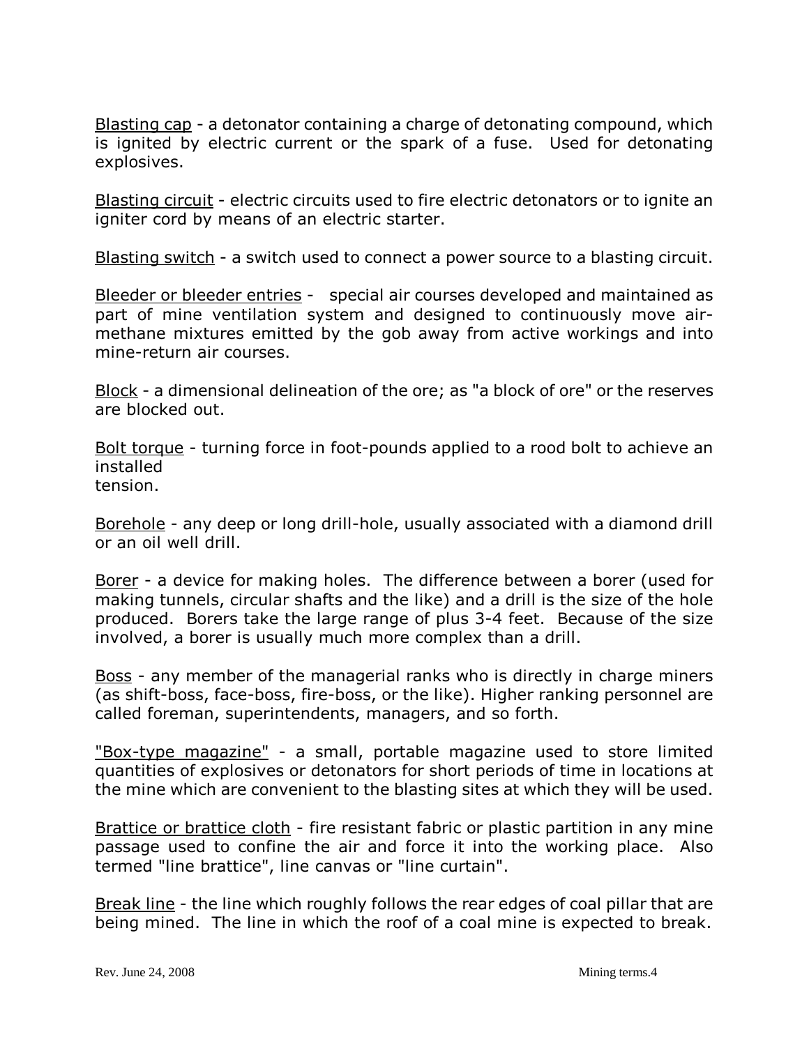Blasting cap - a detonator containing a charge of detonating compound, which is ignited by electric current or the spark of a fuse. Used for detonating explosives.

Blasting circuit - electric circuits used to fire electric detonators or to ignite an igniter cord by means of an electric starter.

Blasting switch - a switch used to connect a power source to a blasting circuit.

Bleeder or bleeder entries - special air courses developed and maintained as part of mine ventilation system and designed to continuously move air-methane mixtures emitted by the gob away from active workings and into mine-return air courses.

Block - a dimensional delineation of the ore; as "a block of ore" or the reserves are blocked out.

Bolt torque - turning force in foot-pounds applied to a rood bolt to achieve an installed
tension.

Borehole - any deep or long drill-hole, usually associated with a diamond drill or an oil well drill.

Borer - a device for making holes. The difference between a borer (used for making tunnels, circular shafts and the like) and a drill is the size of the hole produced. Borers take the large range of plus 3-4 feet. Because of the size involved, a borer is usually much more complex than a drill.

Boss - any member of the managerial ranks who is directly in charge miners (as shift-boss, face-boss, fire-boss, or the like). Higher ranking personnel are called foreman, superintendents, managers, and so forth.

"Box-type magazine" - a small, portable magazine used to store limited quantities of explosives or detonators for short periods of time in locations at the mine which are convenient to the blasting sites at which they will be used.

Brattice or brattice cloth - fire resistant fabric or plastic partition in any mine passage used to confine the air and force it into the working place. Also termed "line brattice", line canvas or "line curtain".

Break line - the line which roughly follows the rear edges of coal pillar that are being mined. The line in which the roof of a coal mine is expected to break.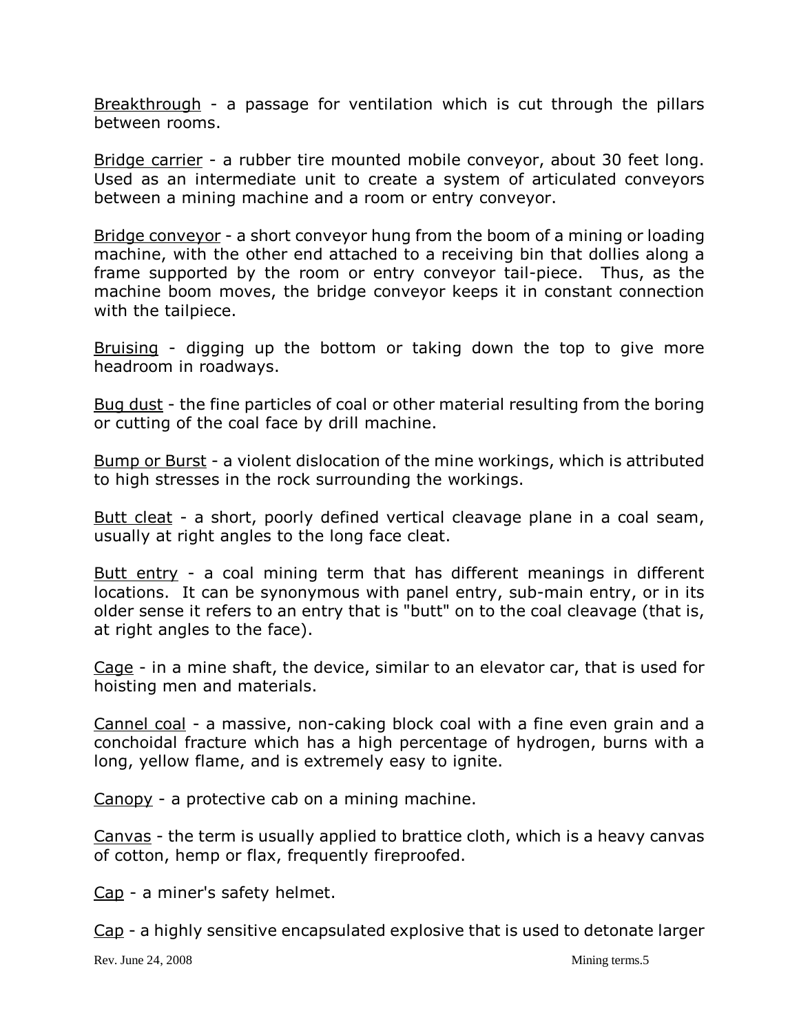Breakthrough - a passage for ventilation which is cut through the pillars between rooms.

Bridge carrier - a rubber tire mounted mobile conveyor, about 30 feet long. Used as an intermediate unit to create a system of articulated conveyors between a mining machine and a room or entry conveyor.

Bridge conveyor - a short conveyor hung from the boom of a mining or loading machine, with the other end attached to a receiving bin that dollies along a frame supported by the room or entry conveyor tail-piece. Thus, as the machine boom moves, the bridge conveyor keeps it in constant connection with the tailpiece.

Bruising - digging up the bottom or taking down the top to give more headroom in roadways.

Bug dust - the fine particles of coal or other material resulting from the boring or cutting of the coal face by drill machine.

Bump or Burst - a violent dislocation of the mine workings, which is attributed to high stresses in the rock surrounding the workings.

Butt cleat - a short, poorly defined vertical cleavage plane in a coal seam, usually at right angles to the long face cleat.

Butt entry - a coal mining term that has different meanings in different locations. It can be synonymous with panel entry, sub-main entry, or in its older sense it refers to an entry that is "butt" on to the coal cleavage (that is, at right angles to the face).

Cage - in a mine shaft, the device, similar to an elevator car, that is used for hoisting men and materials.

Cannel coal - a massive, non-caking block coal with a fine even grain and a conchoidal fracture which has a high percentage of hydrogen, burns with a long, yellow flame, and is extremely easy to ignite.

Canopy - a protective cab on a mining machine.

Canvas - the term is usually applied to brattice cloth, which is a heavy canvas of cotton, hemp or flax, frequently fireproofed.

Cap - a miner's safety helmet.

Cap - a highly sensitive encapsulated explosive that is used to detonate larger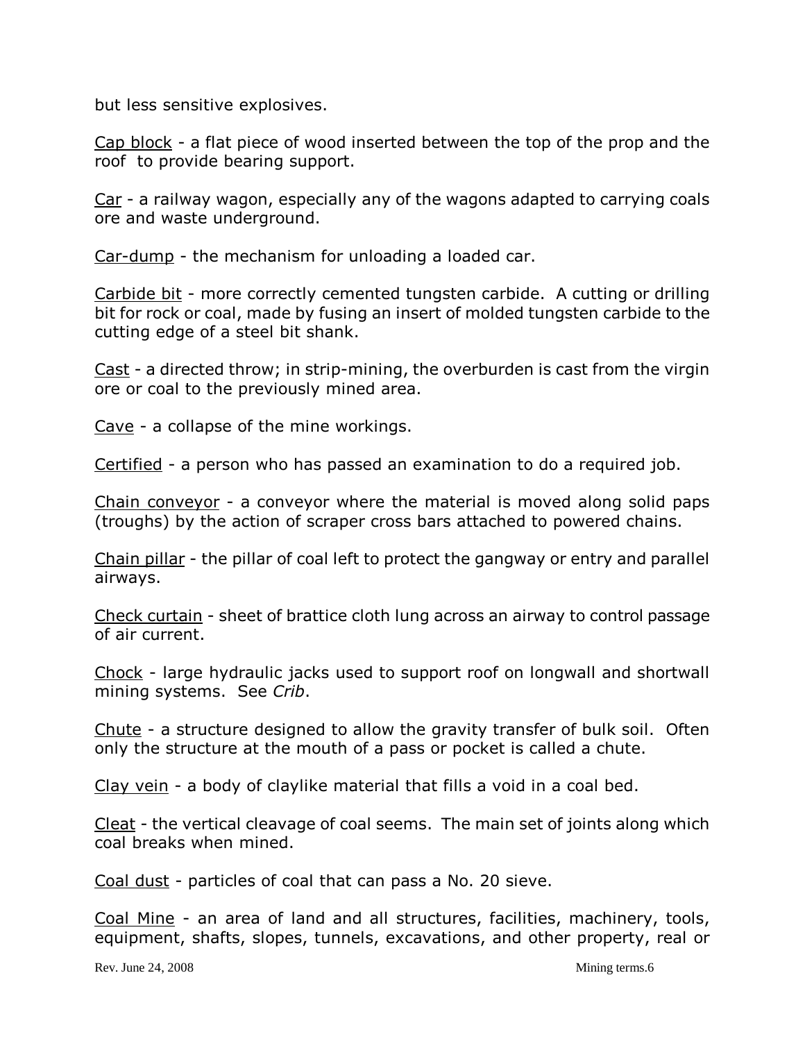but less sensitive explosives.

Cap block - a flat piece of wood inserted between the top of the prop and the roof to provide bearing support.

Car - a railway wagon, especially any of the wagons adapted to carrying coals ore and waste underground.

Car-dump - the mechanism for unloading a loaded car.

Carbide bit - more correctly cemented tungsten carbide. A cutting or drilling bit for rock or coal, made by fusing an insert of molded tungsten carbide to the cutting edge of a steel bit shank.

Cast - a directed throw; in strip-mining, the overburden is cast from the virgin ore or coal to the previously mined area.

Cave - a collapse of the mine workings.

Certified - a person who has passed an examination to do a required job.

Chain conveyor - a conveyor where the material is moved along solid paps (troughs) by the action of scraper cross bars attached to powered chains.

Chain pillar - the pillar of coal left to protect the gangway or entry and parallel airways.

Check curtain - sheet of brattice cloth lung across an airway to control passage of air current.

Chock - large hydraulic jacks used to support roof on longwall and shortwall mining systems. See *Crib*.

Chute - a structure designed to allow the gravity transfer of bulk soil. Often only the structure at the mouth of a pass or pocket is called a chute.

Clay vein - a body of claylike material that fills a void in a coal bed.

Cleat - the vertical cleavage of coal seems. The main set of joints along which coal breaks when mined.

Coal dust - particles of coal that can pass a No. 20 sieve.

Coal Mine - an area of land and all structures, facilities, machinery, tools, equipment, shafts, slopes, tunnels, excavations, and other property, real or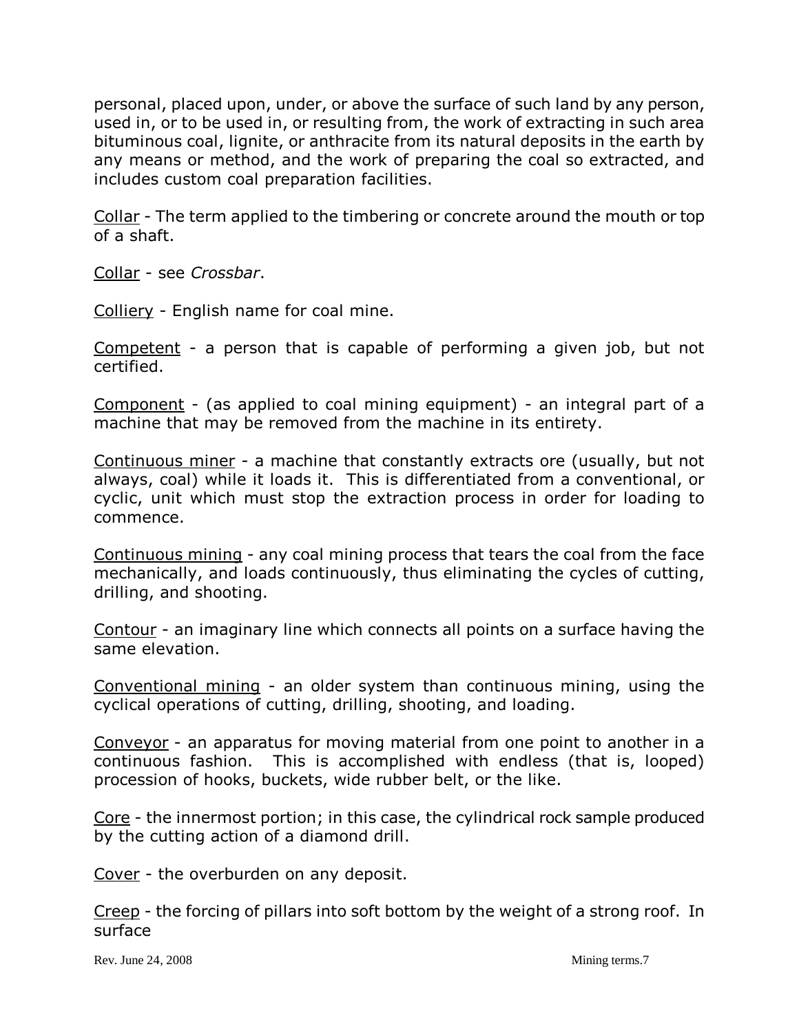personal, placed upon, under, or above the surface of such land by any person, used in, or to be used in, or resulting from, the work of extracting in such area bituminous coal, lignite, or anthracite from its natural deposits in the earth by any means or method, and the work of preparing the coal so extracted, and includes custom coal preparation facilities.

<u>Collar</u> - The term applied to the timbering or concrete around the mouth or top of a shaft.

<u>Collar</u> - see *Crossbar*.

<u>Colliery</u> - English name for coal mine.

<u>Competent</u> - a person that is capable of performing a given job, but not certified.

<u>Component</u> - (as applied to coal mining equipment) - an integral part of a machine that may be removed from the machine in its entirety.

<u>Continuous miner</u> - a machine that constantly extracts ore (usually, but not always, coal) while it loads it. This is differentiated from a conventional, or cyclic, unit which must stop the extraction process in order for loading to commence.

<u>Continuous mining</u> - any coal mining process that tears the coal from the face mechanically, and loads continuously, thus eliminating the cycles of cutting, drilling, and shooting.

<u>Contour</u> - an imaginary line which connects all points on a surface having the same elevation.

<u>Conventional mining</u> - an older system than continuous mining, using the cyclical operations of cutting, drilling, shooting, and loading.

<u>Conveyor</u> - an apparatus for moving material from one point to another in a continuous fashion. This is accomplished with endless (that is, looped) procession of hooks, buckets, wide rubber belt, or the like.

<u>Core</u> - the innermost portion; in this case, the cylindrical rock sample produced by the cutting action of a diamond drill.

<u>Cover</u> - the overburden on any deposit.

<u>Creep</u> - the forcing of pillars into soft bottom by the weight of a strong roof. In surface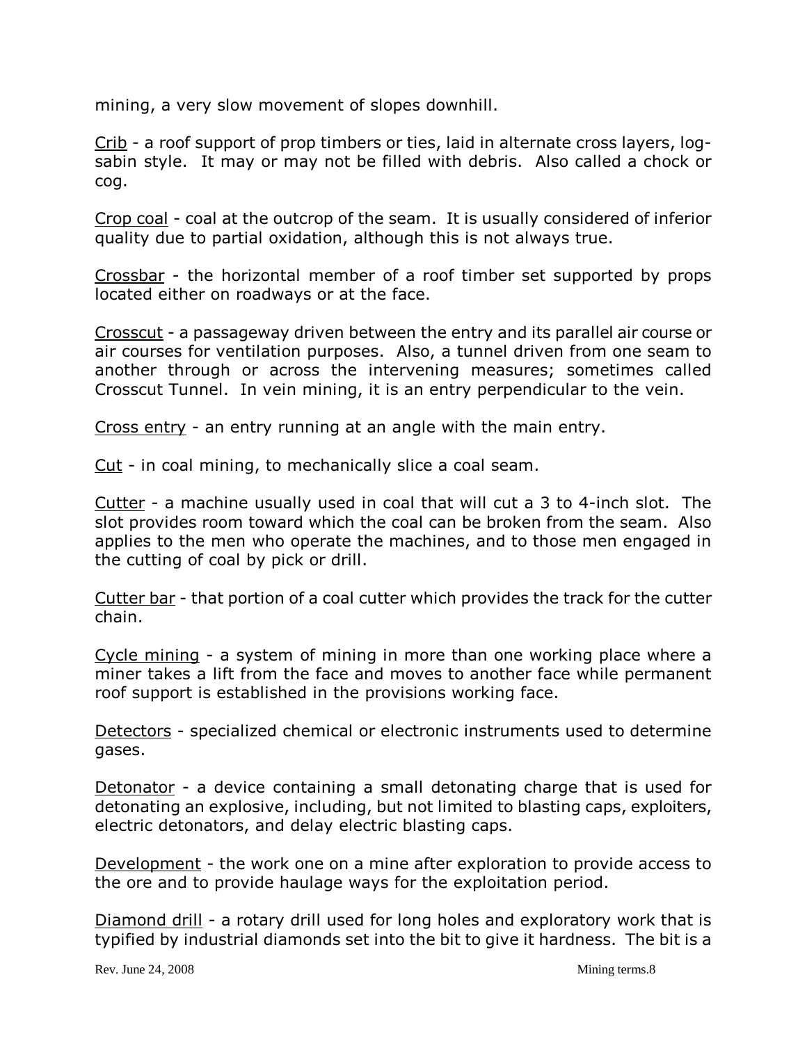mining, a very slow movement of slopes downhill.

Crib - a roof support of prop timbers or ties, laid in alternate cross layers, log-sabin style. It may or may not be filled with debris. Also called a chock or cog.

Crop coal - coal at the outcrop of the seam. It is usually considered of inferior quality due to partial oxidation, although this is not always true.

Crossbar - the horizontal member of a roof timber set supported by props located either on roadways or at the face.

Crosscut - a passageway driven between the entry and its parallel air course or air courses for ventilation purposes. Also, a tunnel driven from one seam to another through or across the intervening measures; sometimes called Crosscut Tunnel. In vein mining, it is an entry perpendicular to the vein.

Cross entry - an entry running at an angle with the main entry.

Cut - in coal mining, to mechanically slice a coal seam.

Cutter - a machine usually used in coal that will cut a 3 to 4-inch slot. The slot provides room toward which the coal can be broken from the seam. Also applies to the men who operate the machines, and to those men engaged in the cutting of coal by pick or drill.

Cutter bar - that portion of a coal cutter which provides the track for the cutter chain.

Cycle mining - a system of mining in more than one working place where a miner takes a lift from the face and moves to another face while permanent roof support is established in the provisions working face.

Detectors - specialized chemical or electronic instruments used to determine gases.

Detonator - a device containing a small detonating charge that is used for detonating an explosive, including, but not limited to blasting caps, exploiters, electric detonators, and delay electric blasting caps.

Development - the work one on a mine after exploration to provide access to the ore and to provide haulage ways for the exploitation period.

Diamond drill - a rotary drill used for long holes and exploratory work that is typified by industrial diamonds set into the bit to give it hardness. The bit is a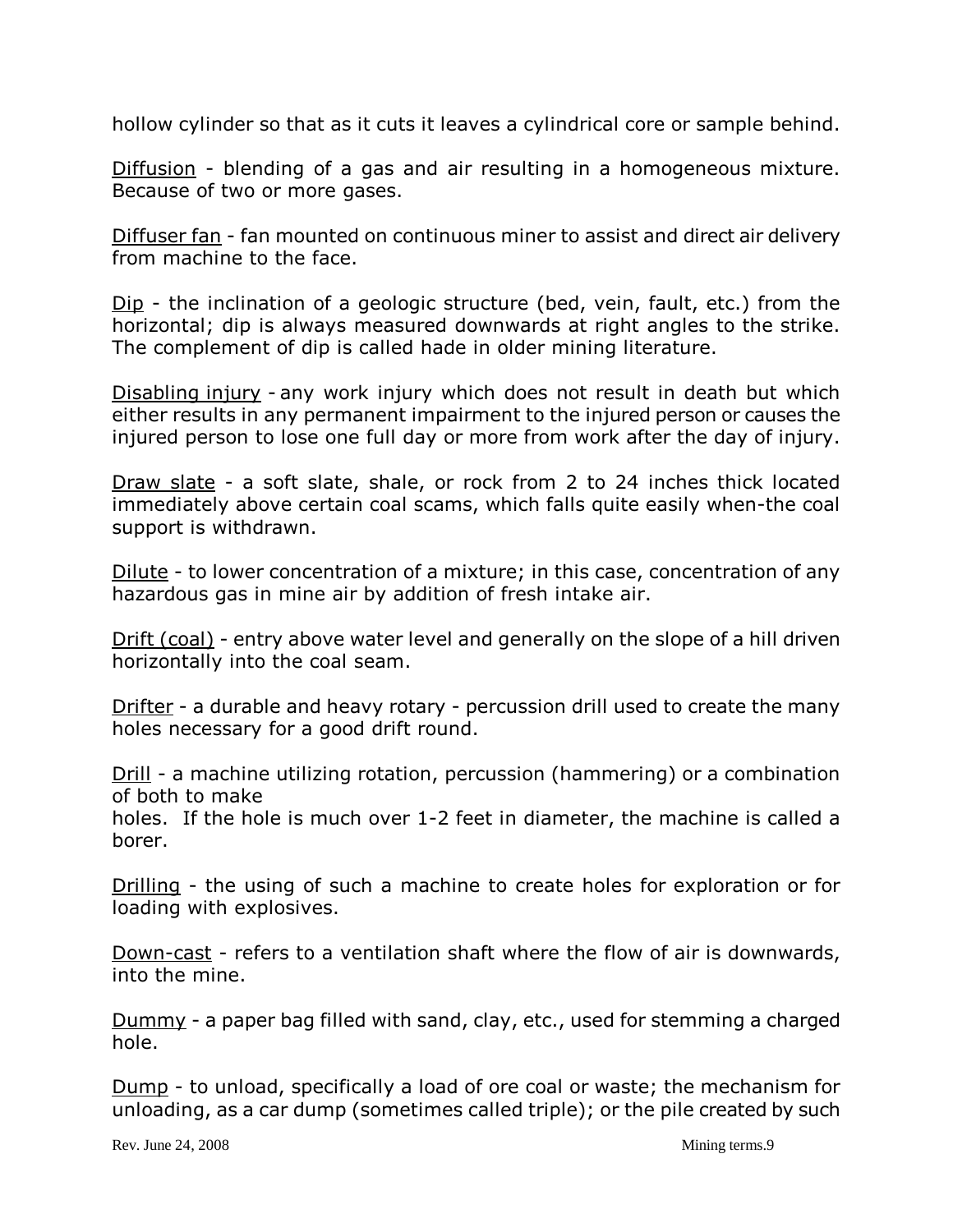hollow cylinder so that as it cuts it leaves a cylindrical core or sample behind.

Diffusion - blending of a gas and air resulting in a homogeneous mixture. Because of two or more gases.

Diffuser fan - fan mounted on continuous miner to assist and direct air delivery from machine to the face.

Dip - the inclination of a geologic structure (bed, vein, fault, etc.) from the horizontal; dip is always measured downwards at right angles to the strike. The complement of dip is called hade in older mining literature.

Disabling injury - any work injury which does not result in death but which either results in any permanent impairment to the injured person or causes the injured person to lose one full day or more from work after the day of injury.

Draw slate - a soft slate, shale, or rock from 2 to 24 inches thick located immediately above certain coal scams, which falls quite easily when-the coal support is withdrawn.

Dilute - to lower concentration of a mixture; in this case, concentration of any hazardous gas in mine air by addition of fresh intake air.

Drift (coal) - entry above water level and generally on the slope of a hill driven horizontally into the coal seam.

Drifter - a durable and heavy rotary - percussion drill used to create the many holes necessary for a good drift round.

Drill - a machine utilizing rotation, percussion (hammering) or a combination of both to make
holes. If the hole is much over 1-2 feet in diameter, the machine is called a borer.

Drilling - the using of such a machine to create holes for exploration or for loading with explosives.

Down-cast - refers to a ventilation shaft where the flow of air is downwards, into the mine.

Dummy - a paper bag filled with sand, clay, etc., used for stemming a charged hole.

Dump - to unload, specifically a load of ore coal or waste; the mechanism for unloading, as a car dump (sometimes called triple); or the pile created by such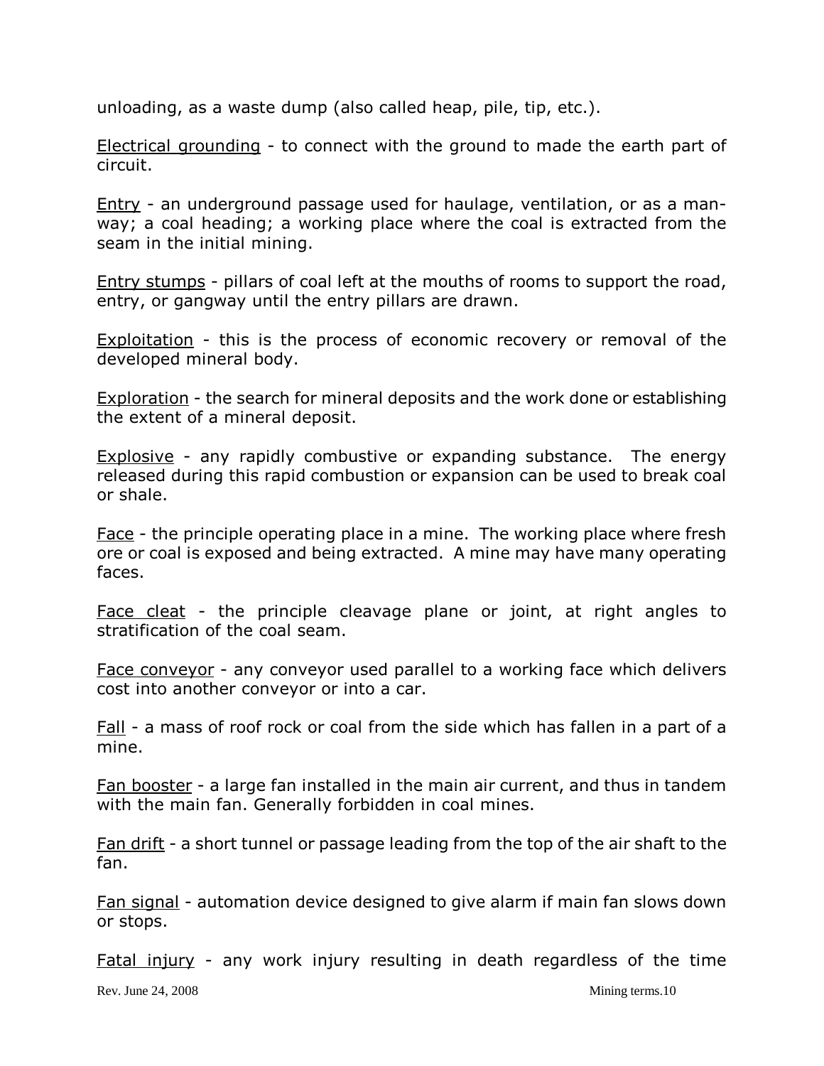unloading, as a waste dump (also called heap, pile, tip, etc.).

Electrical grounding - to connect with the ground to made the earth part of circuit.

Entry - an underground passage used for haulage, ventilation, or as a man-way; a coal heading; a working place where the coal is extracted from the seam in the initial mining.

Entry stumps - pillars of coal left at the mouths of rooms to support the road, entry, or gangway until the entry pillars are drawn.

Exploitation - this is the process of economic recovery or removal of the developed mineral body.

Exploration - the search for mineral deposits and the work done or establishing the extent of a mineral deposit.

Explosive - any rapidly combustive or expanding substance. The energy released during this rapid combustion or expansion can be used to break coal or shale.

Face - the principle operating place in a mine. The working place where fresh ore or coal is exposed and being extracted. A mine may have many operating faces.

Face cleat - the principle cleavage plane or joint, at right angles to stratification of the coal seam.

Face conveyor - any conveyor used parallel to a working face which delivers cost into another conveyor or into a car.

Fall - a mass of roof rock or coal from the side which has fallen in a part of a mine.

Fan booster - a large fan installed in the main air current, and thus in tandem with the main fan. Generally forbidden in coal mines.

Fan drift - a short tunnel or passage leading from the top of the air shaft to the fan.

Fan signal - automation device designed to give alarm if main fan slows down or stops.

Fatal injury - any work injury resulting in death regardless of the time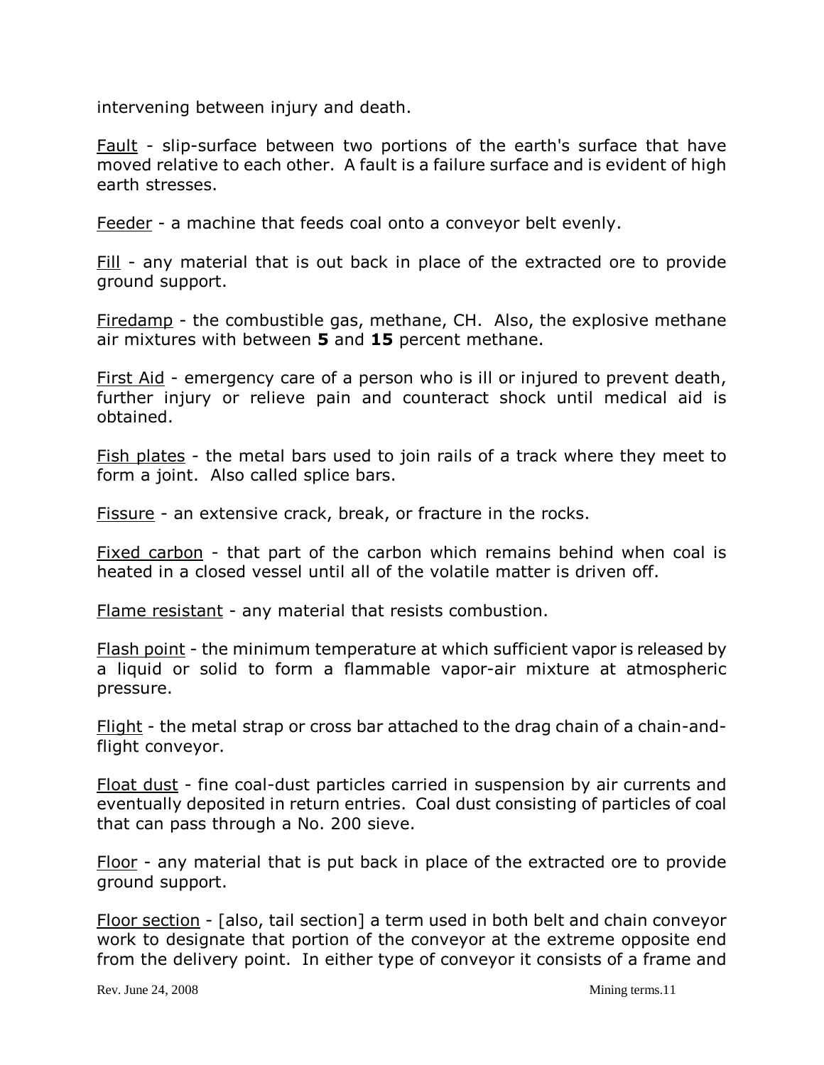intervening between injury and death.

Fault - slip-surface between two portions of the earth's surface that have moved relative to each other. A fault is a failure surface and is evident of high earth stresses.

Feeder - a machine that feeds coal onto a conveyor belt evenly.

Fill - any material that is out back in place of the extracted ore to provide ground support.

Firedamp - the combustible gas, methane, CH. Also, the explosive methane air mixtures with between **5** and **15** percent methane.

First Aid - emergency care of a person who is ill or injured to prevent death, further injury or relieve pain and counteract shock until medical aid is obtained.

Fish plates - the metal bars used to join rails of a track where they meet to form a joint. Also called splice bars.

Fissure - an extensive crack, break, or fracture in the rocks.

Fixed carbon - that part of the carbon which remains behind when coal is heated in a closed vessel until all of the volatile matter is driven off.

Flame resistant - any material that resists combustion.

Flash point - the minimum temperature at which sufficient vapor is released by a liquid or solid to form a flammable vapor-air mixture at atmospheric pressure.

Flight - the metal strap or cross bar attached to the drag chain of a chain-and-flight conveyor.

Float dust - fine coal-dust particles carried in suspension by air currents and eventually deposited in return entries. Coal dust consisting of particles of coal that can pass through a No. 200 sieve.

Floor - any material that is put back in place of the extracted ore to provide ground support.

Floor section - [also, tail section] a term used in both belt and chain conveyor work to designate that portion of the conveyor at the extreme opposite end from the delivery point. In either type of conveyor it consists of a frame and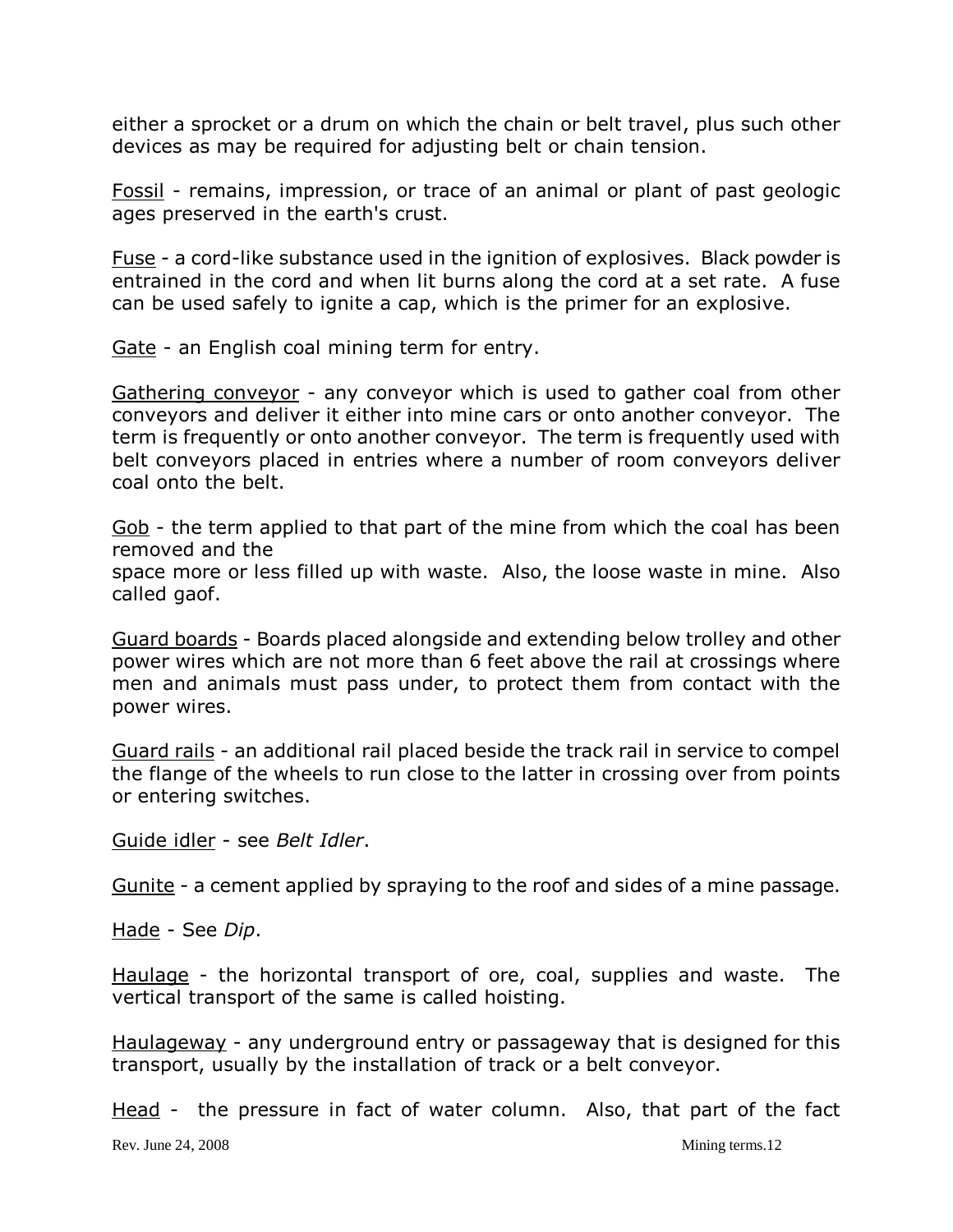either a sprocket or a drum on which the chain or belt travel, plus such other devices as may be required for adjusting belt or chain tension.

Fossil - remains, impression, or trace of an animal or plant of past geologic ages preserved in the earth's crust.

Fuse - a cord-like substance used in the ignition of explosives. Black powder is entrained in the cord and when lit burns along the cord at a set rate. A fuse can be used safely to ignite a cap, which is the primer for an explosive.

Gate - an English coal mining term for entry.

Gathering conveyor - any conveyor which is used to gather coal from other conveyors and deliver it either into mine cars or onto another conveyor. The term is frequently or onto another conveyor. The term is frequently used with belt conveyors placed in entries where a number of room conveyors deliver coal onto the belt.

Gob - the term applied to that part of the mine from which the coal has been removed and the
space more or less filled up with waste. Also, the loose waste in mine. Also called gaof.

Guard boards - Boards placed alongside and extending below trolley and other power wires which are not more than 6 feet above the rail at crossings where men and animals must pass under, to protect them from contact with the power wires.

Guard rails - an additional rail placed beside the track rail in service to compel the flange of the wheels to run close to the latter in crossing over from points or entering switches.

Guide idler - see *Belt Idler*.

Gunite - a cement applied by spraying to the roof and sides of a mine passage.

Hade - See *Dip*.

Haulage - the horizontal transport of ore, coal, supplies and waste. The vertical transport of the same is called hoisting.

Haulageway - any underground entry or passageway that is designed for this transport, usually by the installation of track or a belt conveyor.

Head - the pressure in fact of water column. Also, that part of the fact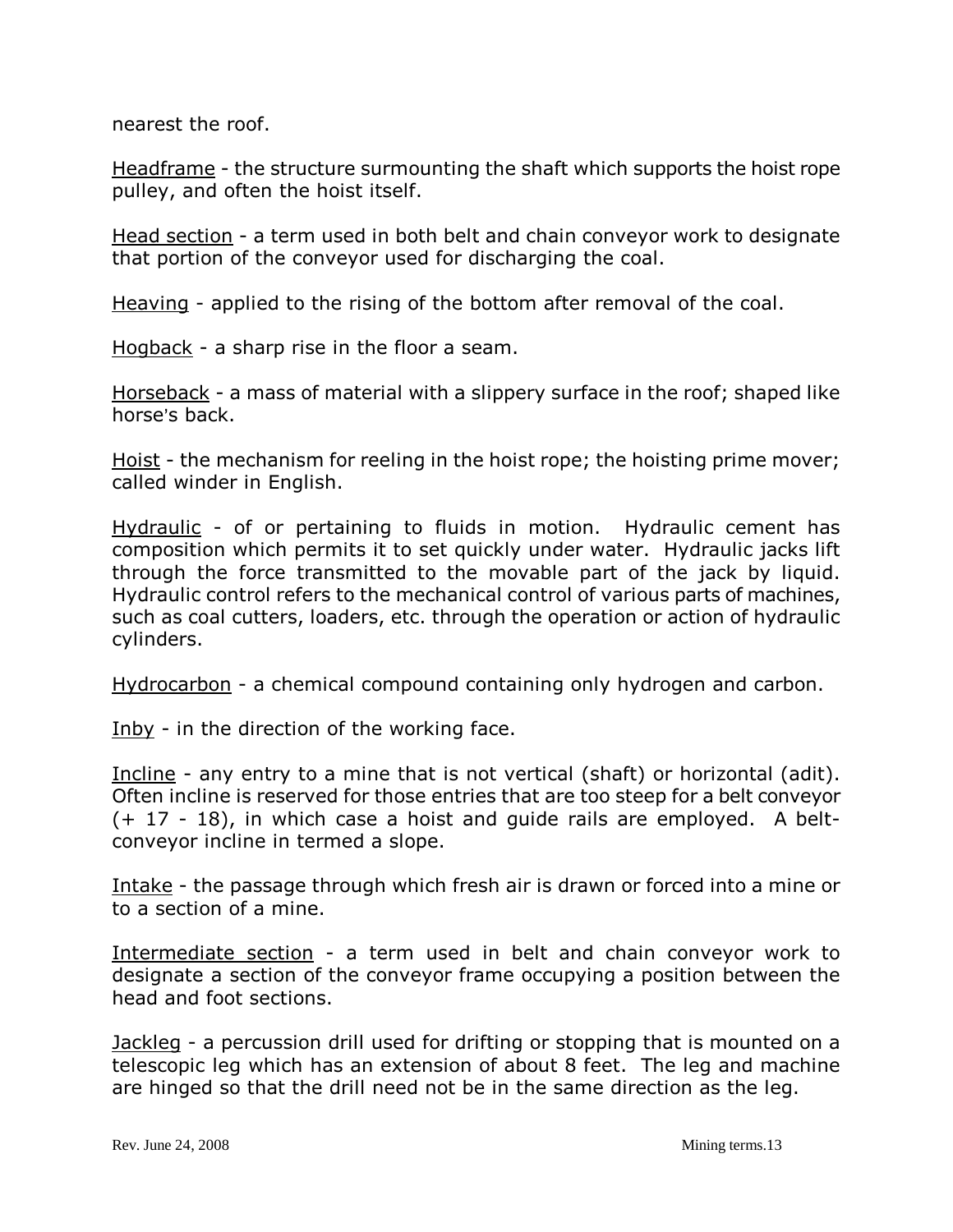nearest the roof.

Headframe - the structure surmounting the shaft which supports the hoist rope pulley, and often the hoist itself.

Head section - a term used in both belt and chain conveyor work to designate that portion of the conveyor used for discharging the coal.

Heaving - applied to the rising of the bottom after removal of the coal.

Hogback - a sharp rise in the floor a seam.

Horseback - a mass of material with a slippery surface in the roof; shaped like horse's back.

Hoist - the mechanism for reeling in the hoist rope; the hoisting prime mover; called winder in English.

Hydraulic - of or pertaining to fluids in motion. Hydraulic cement has composition which permits it to set quickly under water. Hydraulic jacks lift through the force transmitted to the movable part of the jack by liquid. Hydraulic control refers to the mechanical control of various parts of machines, such as coal cutters, loaders, etc. through the operation or action of hydraulic cylinders.

Hydrocarbon - a chemical compound containing only hydrogen and carbon.

Inby - in the direction of the working face.

Incline - any entry to a mine that is not vertical (shaft) or horizontal (adit). Often incline is reserved for those entries that are too steep for a belt conveyor (+ 17 - 18), in which case a hoist and guide rails are employed. A belt-conveyor incline in termed a slope.

Intake - the passage through which fresh air is drawn or forced into a mine or to a section of a mine.

Intermediate section - a term used in belt and chain conveyor work to designate a section of the conveyor frame occupying a position between the head and foot sections.

Jackleg - a percussion drill used for drifting or stopping that is mounted on a telescopic leg which has an extension of about 8 feet. The leg and machine are hinged so that the drill need not be in the same direction as the leg.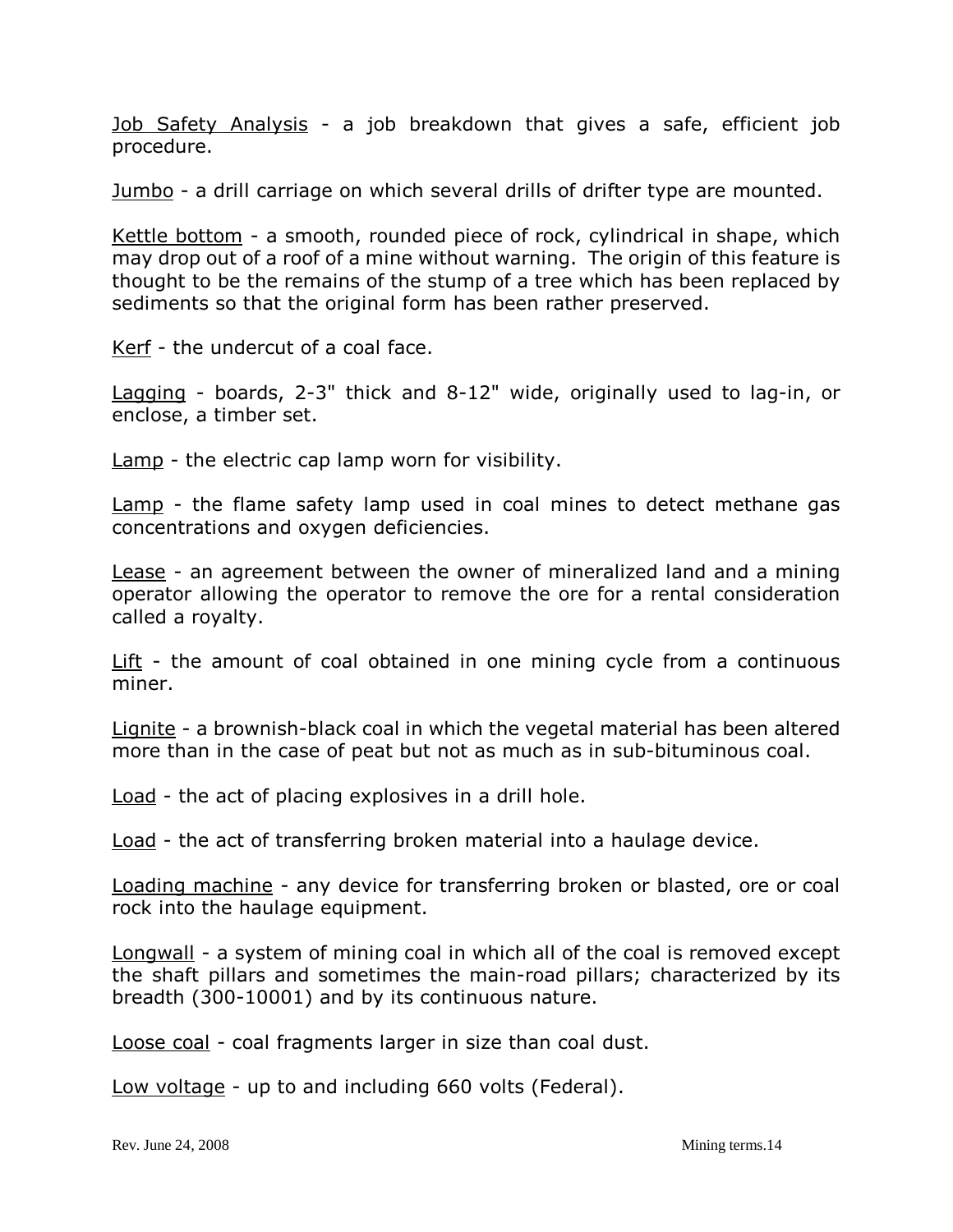Job Safety Analysis - a job breakdown that gives a safe, efficient job procedure.

Jumbo - a drill carriage on which several drills of drifter type are mounted.

Kettle bottom - a smooth, rounded piece of rock, cylindrical in shape, which may drop out of a roof of a mine without warning. The origin of this feature is thought to be the remains of the stump of a tree which has been replaced by sediments so that the original form has been rather preserved.

Kerf - the undercut of a coal face.

Lagging - boards, 2-3" thick and 8-12" wide, originally used to lag-in, or enclose, a timber set.

Lamp - the electric cap lamp worn for visibility.

Lamp - the flame safety lamp used in coal mines to detect methane gas concentrations and oxygen deficiencies.

Lease - an agreement between the owner of mineralized land and a mining operator allowing the operator to remove the ore for a rental consideration called a royalty.

Lift - the amount of coal obtained in one mining cycle from a continuous miner.

Lignite - a brownish-black coal in which the vegetal material has been altered more than in the case of peat but not as much as in sub-bituminous coal.

Load - the act of placing explosives in a drill hole.

Load - the act of transferring broken material into a haulage device.

Loading machine - any device for transferring broken or blasted, ore or coal rock into the haulage equipment.

Longwall - a system of mining coal in which all of the coal is removed except the shaft pillars and sometimes the main-road pillars; characterized by its breadth (300-10001) and by its continuous nature.

Loose coal - coal fragments larger in size than coal dust.

Low voltage - up to and including 660 volts (Federal).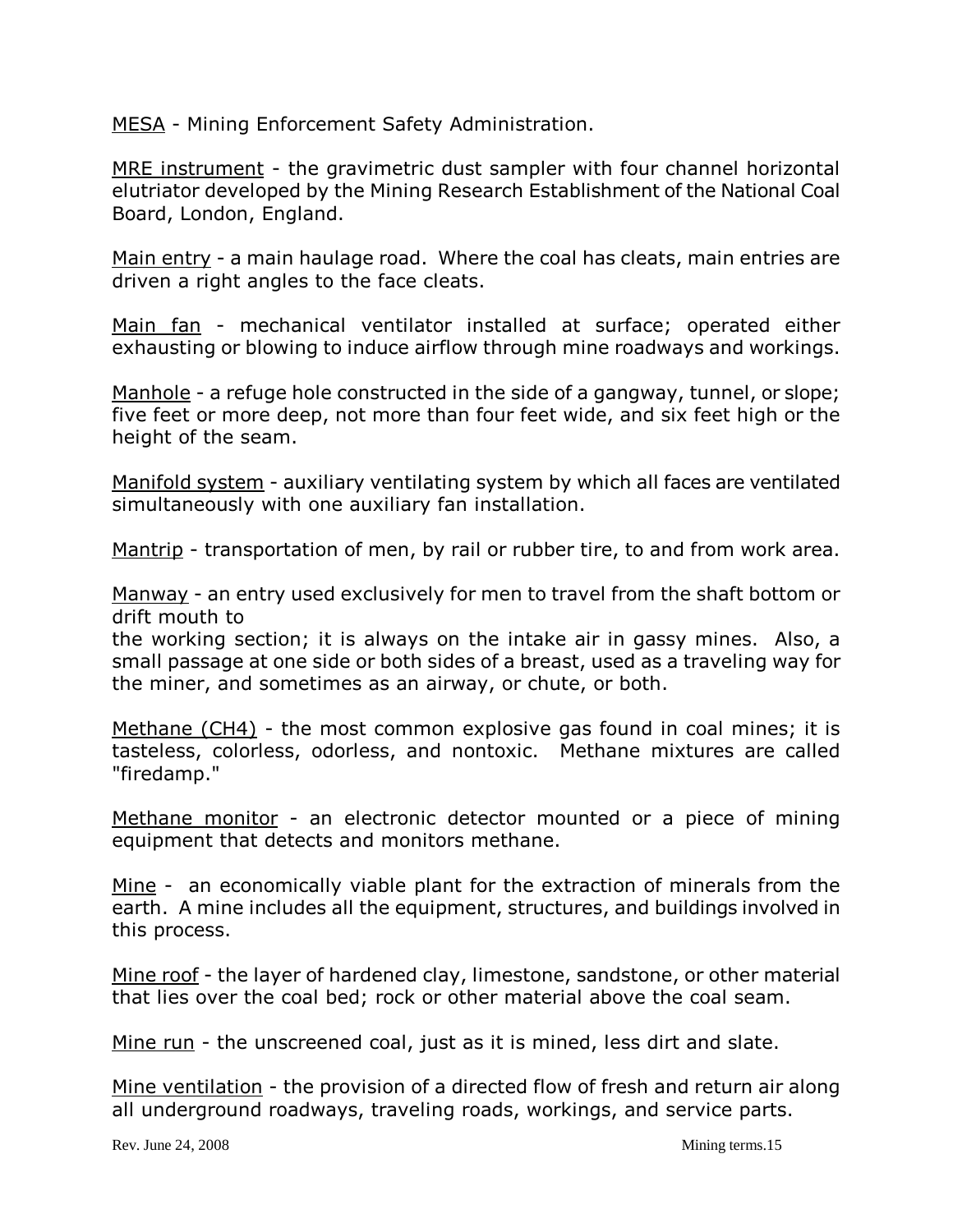<u>MESA</u> - Mining Enforcement Safety Administration.

<u>MRE instrument</u> - the gravimetric dust sampler with four channel horizontal elutriator developed by the Mining Research Establishment of the National Coal Board, London, England.

<u>Main entry</u> - a main haulage road. Where the coal has cleats, main entries are driven a right angles to the face cleats.

<u>Main fan</u> - mechanical ventilator installed at surface; operated either exhausting or blowing to induce airflow through mine roadways and workings.

<u>Manhole</u> - a refuge hole constructed in the side of a gangway, tunnel, or slope; five feet or more deep, not more than four feet wide, and six feet high or the height of the seam.

<u>Manifold system</u> - auxiliary ventilating system by which all faces are ventilated simultaneously with one auxiliary fan installation.

<u>Mantrip</u> - transportation of men, by rail or rubber tire, to and from work area.

<u>Manway</u> - an entry used exclusively for men to travel from the shaft bottom or drift mouth to
the working section; it is always on the intake air in gassy mines. Also, a small passage at one side or both sides of a breast, used as a traveling way for the miner, and sometimes as an airway, or chute, or both.

<u>Methane ($CH_4$)</u> - the most common explosive gas found in coal mines; it is tasteless, colorless, odorless, and nontoxic. Methane mixtures are called "firedamp."

<u>Methane monitor</u> - an electronic detector mounted or a piece of mining equipment that detects and monitors methane.

<u>Mine</u> - an economically viable plant for the extraction of minerals from the earth. A mine includes all the equipment, structures, and buildings involved in this process.

<u>Mine roof</u> - the layer of hardened clay, limestone, sandstone, or other material that lies over the coal bed; rock or other material above the coal seam.

<u>Mine run</u> - the unscreened coal, just as it is mined, less dirt and slate.

<u>Mine ventilation</u> - the provision of a directed flow of fresh and return air along all underground roadways, traveling roads, workings, and service parts.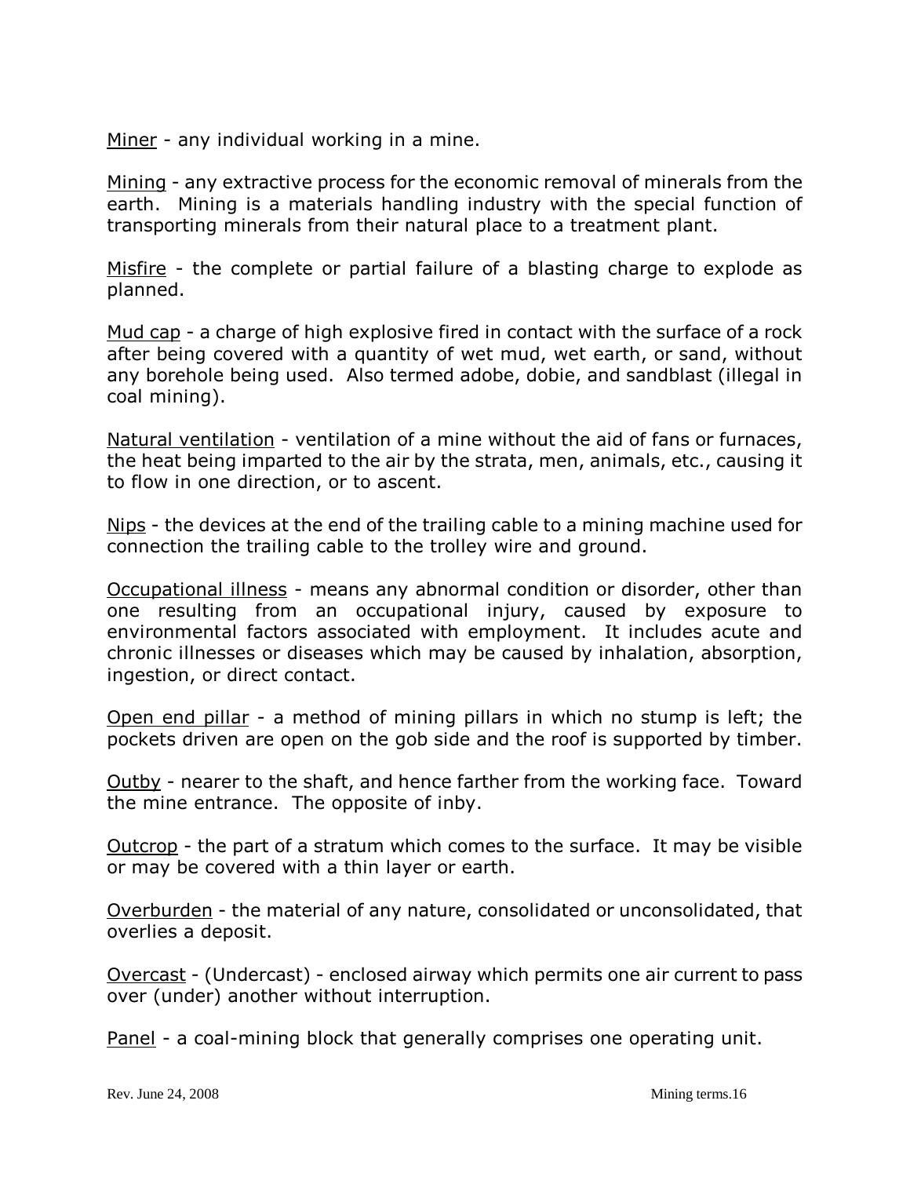<u>Miner</u> - any individual working in a mine.

<u>Mining</u> - any extractive process for the economic removal of minerals from the earth. Mining is a materials handling industry with the special function of transporting minerals from their natural place to a treatment plant.

<u>Misfire</u> - the complete or partial failure of a blasting charge to explode as planned.

<u>Mud cap</u> - a charge of high explosive fired in contact with the surface of a rock after being covered with a quantity of wet mud, wet earth, or sand, without any borehole being used. Also termed adobe, dobie, and sandblast (illegal in coal mining).

<u>Natural ventilation</u> - ventilation of a mine without the aid of fans or furnaces, the heat being imparted to the air by the strata, men, animals, etc., causing it to flow in one direction, or to ascent.

<u>Nips</u> - the devices at the end of the trailing cable to a mining machine used for connection the trailing cable to the trolley wire and ground.

<u>Occupational illness</u> - means any abnormal condition or disorder, other than one resulting from an occupational injury, caused by exposure to environmental factors associated with employment. It includes acute and chronic illnesses or diseases which may be caused by inhalation, absorption, ingestion, or direct contact.

<u>Open end pillar</u> - a method of mining pillars in which no stump is left; the pockets driven are open on the gob side and the roof is supported by timber.

<u>Outby</u> - nearer to the shaft, and hence farther from the working face. Toward the mine entrance. The opposite of inby.

<u>Outcrop</u> - the part of a stratum which comes to the surface. It may be visible or may be covered with a thin layer or earth.

<u>Overburden</u> - the material of any nature, consolidated or unconsolidated, that overlies a deposit.

<u>Overcast</u> - (Undercast) - enclosed airway which permits one air current to pass over (under) another without interruption.

<u>Panel</u> - a coal-mining block that generally comprises one operating unit.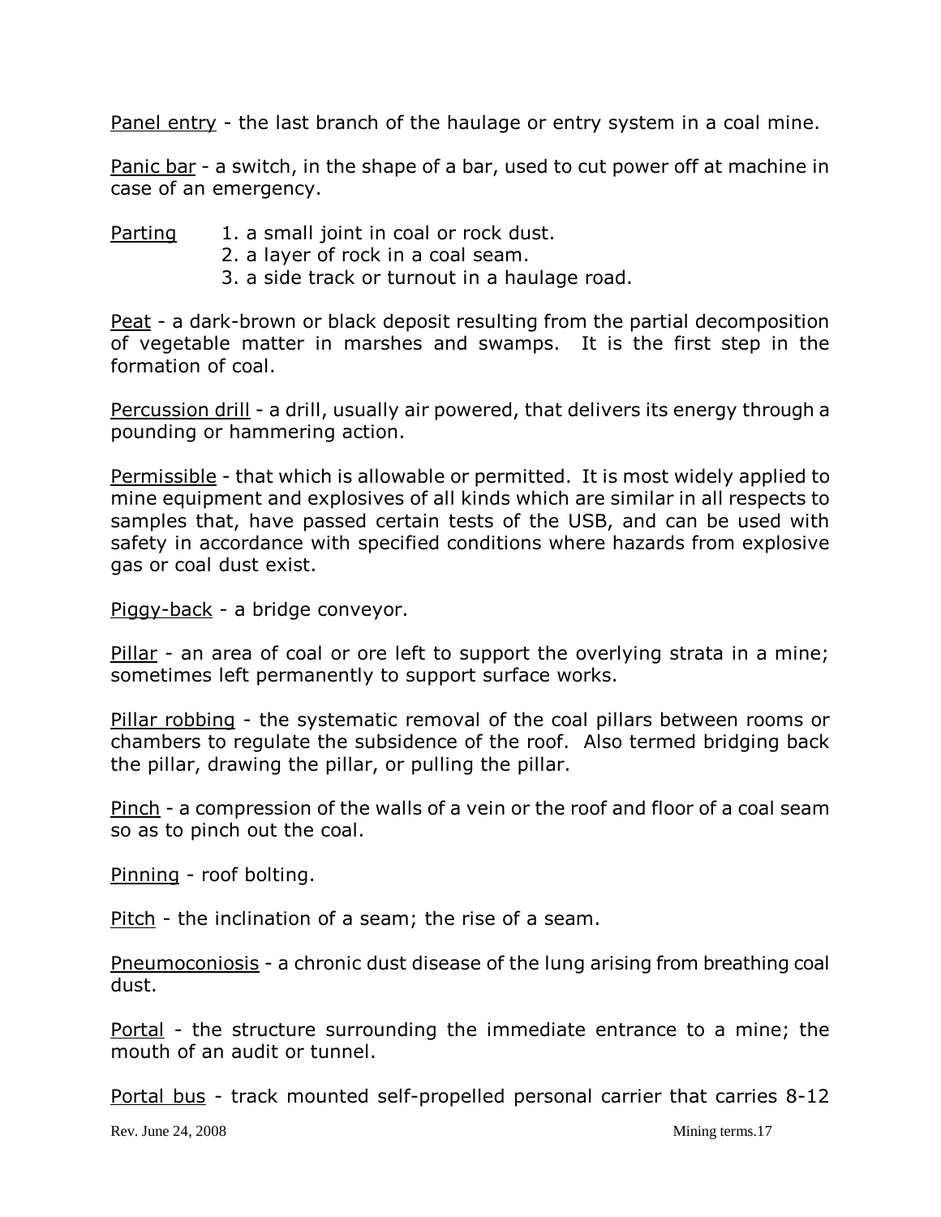Panel entry - the last branch of the haulage or entry system in a coal mine.

Panic bar - a switch, in the shape of a bar, used to cut power off at machine in case of an emergency.

Parting
1. a small joint in coal or rock dust.
2. a layer of rock in a coal seam.
3. a side track or turnout in a haulage road.

Peat - a dark-brown or black deposit resulting from the partial decomposition of vegetable matter in marshes and swamps. It is the first step in the formation of coal.

Percussion drill - a drill, usually air powered, that delivers its energy through a pounding or hammering action.

Permissible - that which is allowable or permitted. It is most widely applied to mine equipment and explosives of all kinds which are similar in all respects to samples that, have passed certain tests of the USB, and can be used with safety in accordance with specified conditions where hazards from explosive gas or coal dust exist.

Piggy-back - a bridge conveyor.

Pillar - an area of coal or ore left to support the overlying strata in a mine; sometimes left permanently to support surface works.

Pillar robbing - the systematic removal of the coal pillars between rooms or chambers to regulate the subsidence of the roof. Also termed bridging back the pillar, drawing the pillar, or pulling the pillar.

Pinch - a compression of the walls of a vein or the roof and floor of a coal seam so as to pinch out the coal.

Pinning - roof bolting.

Pitch - the inclination of a seam; the rise of a seam.

Pneumoconiosis - a chronic dust disease of the lung arising from breathing coal dust.

Portal - the structure surrounding the immediate entrance to a mine; the mouth of an audit or tunnel.

Portal bus - track mounted self-propelled personal carrier that carries 8-12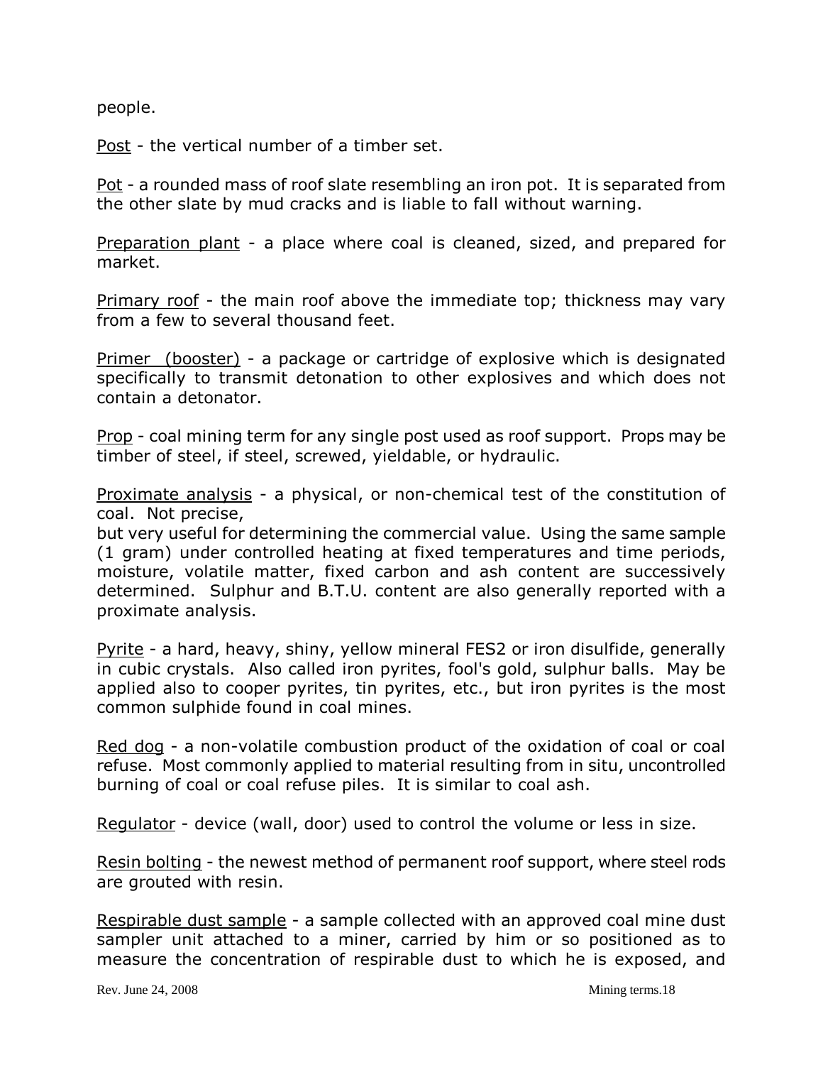people.

Post - the vertical number of a timber set.

Pot - a rounded mass of roof slate resembling an iron pot. It is separated from the other slate by mud cracks and is liable to fall without warning.

Preparation plant - a place where coal is cleaned, sized, and prepared for market.

Primary roof - the main roof above the immediate top; thickness may vary from a few to several thousand feet.

Primer (booster) - a package or cartridge of explosive which is designated specifically to transmit detonation to other explosives and which does not contain a detonator.

Prop - coal mining term for any single post used as roof support. Props may be timber of steel, if steel, screwed, yieldable, or hydraulic.

Proximate analysis - a physical, or non-chemical test of the constitution of coal. Not precise,
but very useful for determining the commercial value. Using the same sample (1 gram) under controlled heating at fixed temperatures and time periods, moisture, volatile matter, fixed carbon and ash content are successively determined. Sulphur and B.T.U. content are also generally reported with a proximate analysis.

Pyrite - a hard, heavy, shiny, yellow mineral FES2 or iron disulfide, generally in cubic crystals. Also called iron pyrites, fool's gold, sulphur balls. May be applied also to cooper pyrites, tin pyrites, etc., but iron pyrites is the most common sulphide found in coal mines.

Red dog - a non-volatile combustion product of the oxidation of coal or coal refuse. Most commonly applied to material resulting from in situ, uncontrolled burning of coal or coal refuse piles. It is similar to coal ash.

Regulator - device (wall, door) used to control the volume or less in size.

Resin bolting - the newest method of permanent roof support, where steel rods are grouted with resin.

Respirable dust sample - a sample collected with an approved coal mine dust sampler unit attached to a miner, carried by him or so positioned as to measure the concentration of respirable dust to which he is exposed, and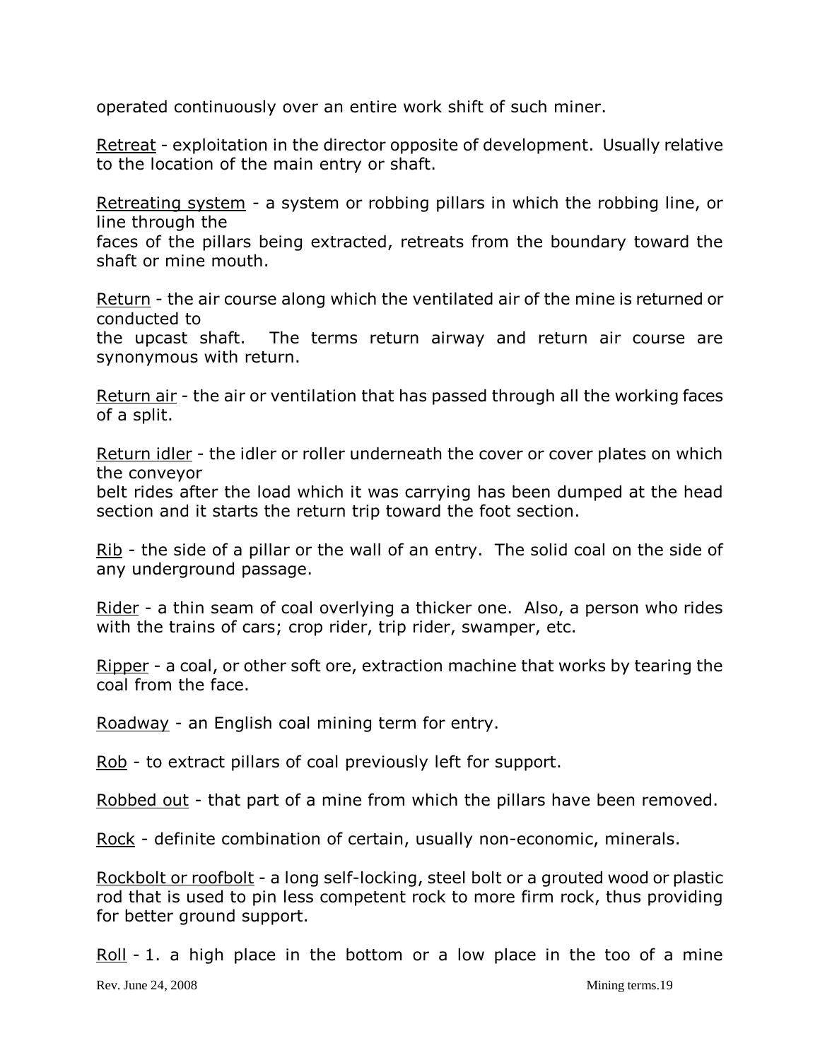operated continuously over an entire work shift of such miner.

<u>Retreat</u> - exploitation in the director opposite of development. Usually relative to the location of the main entry or shaft.

<u>Retreating system</u> - a system or robbing pillars in which the robbing line, or line through the faces of the pillars being extracted, retreats from the boundary toward the shaft or mine mouth.

<u>Return</u> - the air course along which the ventilated air of the mine is returned or conducted to the upcast shaft. The terms return airway and return air course are synonymous with return.

<u>Return air</u> - the air or ventilation that has passed through all the working faces of a split.

<u>Return idler</u> - the idler or roller underneath the cover or cover plates on which the conveyor belt rides after the load which it was carrying has been dumped at the head section and it starts the return trip toward the foot section.

<u>Rib</u> - the side of a pillar or the wall of an entry. The solid coal on the side of any underground passage.

<u>Rider</u> - a thin seam of coal overlying a thicker one. Also, a person who rides with the trains of cars; crop rider, trip rider, swamper, etc.

<u>Ripper</u> - a coal, or other soft ore, extraction machine that works by tearing the coal from the face.

<u>Roadway</u> - an English coal mining term for entry.

<u>Rob</u> - to extract pillars of coal previously left for support.

<u>Robbed out</u> - that part of a mine from which the pillars have been removed.

<u>Rock</u> - definite combination of certain, usually non-economic, minerals.

<u>Rockbolt or roofbolt</u> - a long self-locking, steel bolt or a grouted wood or plastic rod that is used to pin less competent rock to more firm rock, thus providing for better ground support.

<u>Roll</u> - 1. a high place in the bottom or a low place in the too of a mine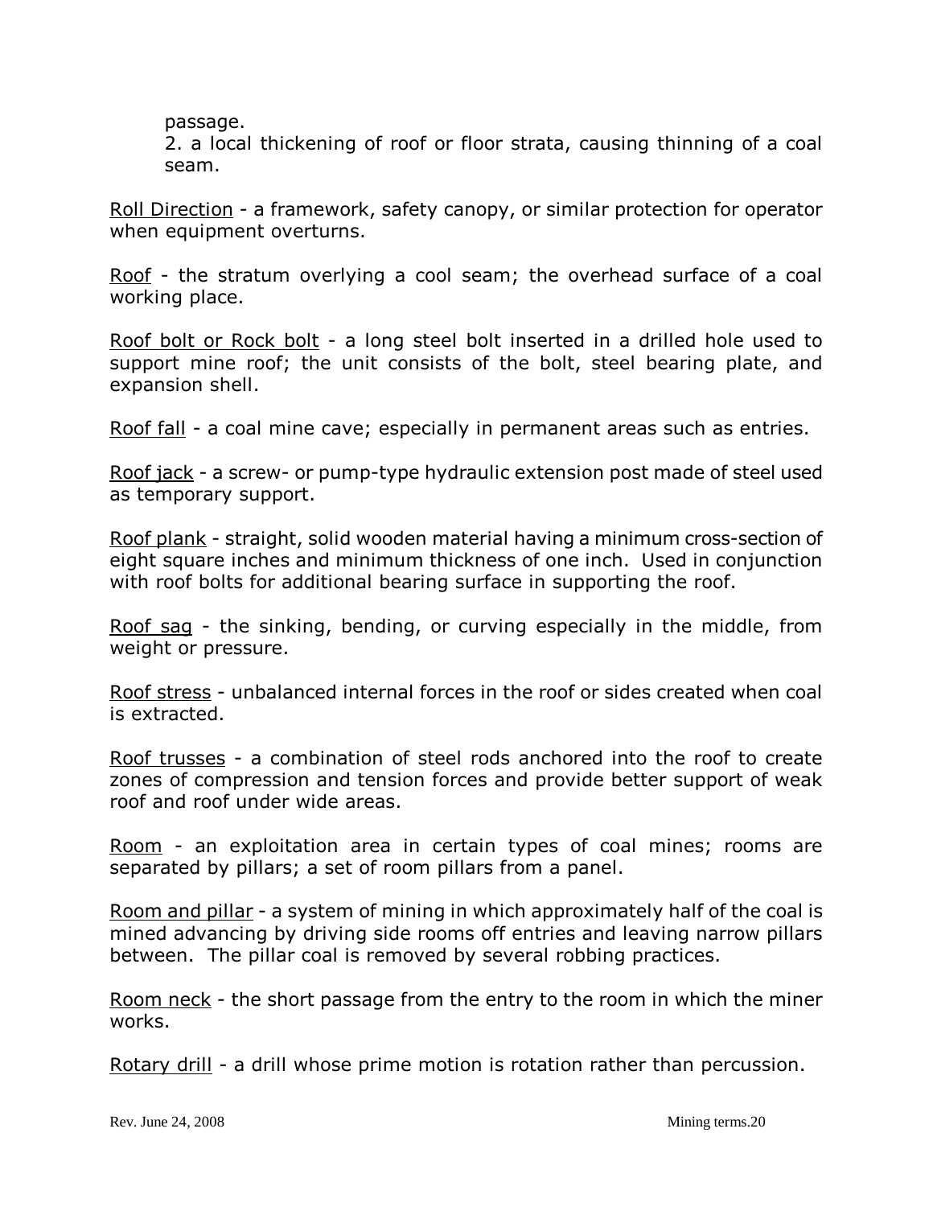passage.

2. a local thickening of roof or floor strata, causing thinning of a coal seam.

<u>Roll Direction</u> - a framework, safety canopy, or similar protection for operator when equipment overturns.

<u>Roof</u> - the stratum overlying a cool seam; the overhead surface of a coal working place.

<u>Roof bolt or Rock bolt</u> - a long steel bolt inserted in a drilled hole used to support mine roof; the unit consists of the bolt, steel bearing plate, and expansion shell.

<u>Roof fall</u> - a coal mine cave; especially in permanent areas such as entries.

<u>Roof jack</u> - a screw- or pump-type hydraulic extension post made of steel used as temporary support.

<u>Roof plank</u> - straight, solid wooden material having a minimum cross-section of eight square inches and minimum thickness of one inch. Used in conjunction with roof bolts for additional bearing surface in supporting the roof.

<u>Roof sag</u> - the sinking, bending, or curving especially in the middle, from weight or pressure.

<u>Roof stress</u> - unbalanced internal forces in the roof or sides created when coal is extracted.

<u>Roof trusses</u> - a combination of steel rods anchored into the roof to create zones of compression and tension forces and provide better support of weak roof and roof under wide areas.

<u>Room</u> - an exploitation area in certain types of coal mines; rooms are separated by pillars; a set of room pillars from a panel.

<u>Room and pillar</u> - a system of mining in which approximately half of the coal is mined advancing by driving side rooms off entries and leaving narrow pillars between. The pillar coal is removed by several robbing practices.

<u>Room neck</u> - the short passage from the entry to the room in which the miner works.

<u>Rotary drill</u> - a drill whose prime motion is rotation rather than percussion.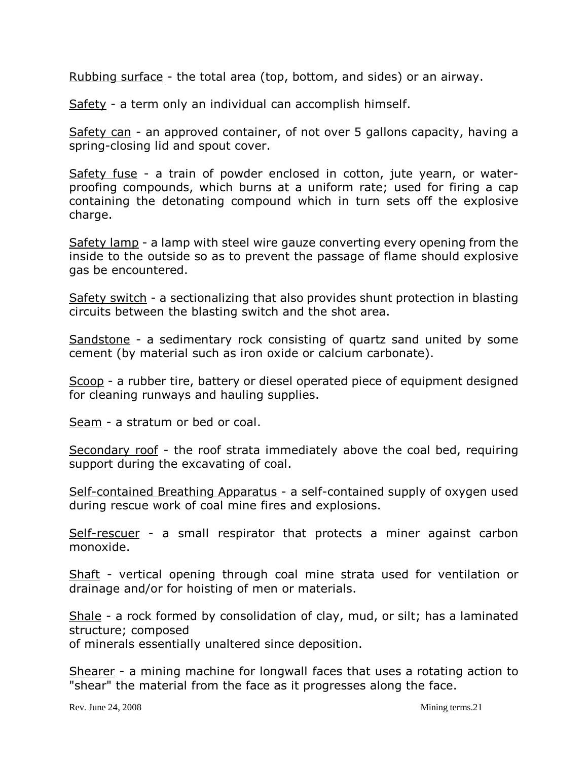Rubbing surface - the total area (top, bottom, and sides) or an airway.

Safety - a term only an individual can accomplish himself.

Safety can - an approved container, of not over 5 gallons capacity, having a spring-closing lid and spout cover.

Safety fuse - a train of powder enclosed in cotton, jute yearn, or water-proofing compounds, which burns at a uniform rate; used for firing a cap containing the detonating compound which in turn sets off the explosive charge.

Safety lamp - a lamp with steel wire gauze converting every opening from the inside to the outside so as to prevent the passage of flame should explosive gas be encountered.

Safety switch - a sectionalizing that also provides shunt protection in blasting circuits between the blasting switch and the shot area.

Sandstone - a sedimentary rock consisting of quartz sand united by some cement (by material such as iron oxide or calcium carbonate).

Scoop - a rubber tire, battery or diesel operated piece of equipment designed for cleaning runways and hauling supplies.

Seam - a stratum or bed or coal.

Secondary roof - the roof strata immediately above the coal bed, requiring support during the excavating of coal.

Self-contained Breathing Apparatus - a self-contained supply of oxygen used during rescue work of coal mine fires and explosions.

Self-rescuer - a small respirator that protects a miner against carbon monoxide.

Shaft - vertical opening through coal mine strata used for ventilation or drainage and/or for hoisting of men or materials.

Shale - a rock formed by consolidation of clay, mud, or silt; has a laminated structure; composed
of minerals essentially unaltered since deposition.

Shearer - a mining machine for longwall faces that uses a rotating action to "shear" the material from the face as it progresses along the face.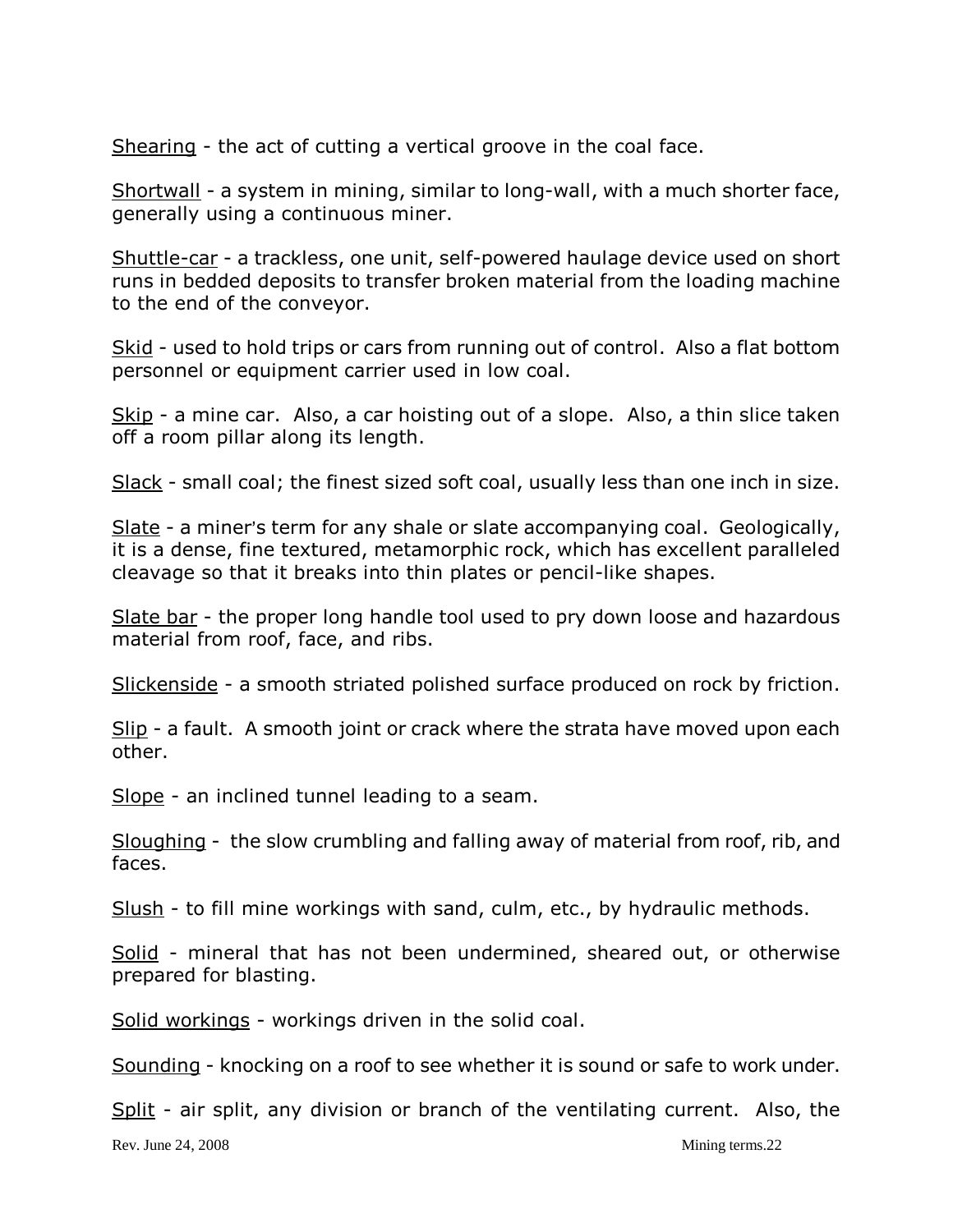<u>Shearing</u> - the act of cutting a vertical groove in the coal face.

<u>Shortwall</u> - a system in mining, similar to long-wall, with a much shorter face, generally using a continuous miner.

<u>Shuttle-car</u> - a trackless, one unit, self-powered haulage device used on short runs in bedded deposits to transfer broken material from the loading machine to the end of the conveyor.

<u>Skid</u> - used to hold trips or cars from running out of control. Also a flat bottom personnel or equipment carrier used in low coal.

<u>Skip</u> - a mine car. Also, a car hoisting out of a slope. Also, a thin slice taken off a room pillar along its length.

<u>Slack</u> - small coal; the finest sized soft coal, usually less than one inch in size.

<u>Slate</u> - a miner's term for any shale or slate accompanying coal. Geologically, it is a dense, fine textured, metamorphic rock, which has excellent paralleled cleavage so that it breaks into thin plates or pencil-like shapes.

<u>Slate bar</u> - the proper long handle tool used to pry down loose and hazardous material from roof, face, and ribs.

<u>Slickenside</u> - a smooth striated polished surface produced on rock by friction.

<u>Slip</u> - a fault. A smooth joint or crack where the strata have moved upon each other.

<u>Slope</u> - an inclined tunnel leading to a seam.

<u>Sloughing</u> - the slow crumbling and falling away of material from roof, rib, and faces.

<u>Slush</u> - to fill mine workings with sand, culm, etc., by hydraulic methods.

<u>Solid</u> - mineral that has not been undermined, sheared out, or otherwise prepared for blasting.

<u>Solid workings</u> - workings driven in the solid coal.

<u>Sounding</u> - knocking on a roof to see whether it is sound or safe to work under.

<u>Split</u> - air split, any division or branch of the ventilating current. Also, the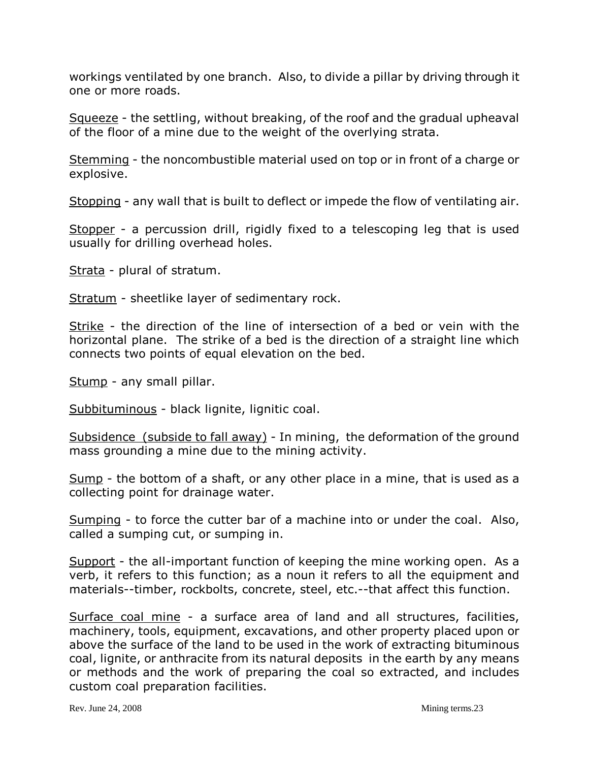workings ventilated by one branch. Also, to divide a pillar by driving through it one or more roads.

Squeeze - the settling, without breaking, of the roof and the gradual upheaval of the floor of a mine due to the weight of the overlying strata.

Stemming - the noncombustible material used on top or in front of a charge or explosive.

Stopping - any wall that is built to deflect or impede the flow of ventilating air.

Stopper - a percussion drill, rigidly fixed to a telescoping leg that is used usually for drilling overhead holes.

Strata - plural of stratum.

Stratum - sheetlike layer of sedimentary rock.

Strike - the direction of the line of intersection of a bed or vein with the horizontal plane. The strike of a bed is the direction of a straight line which connects two points of equal elevation on the bed.

Stump - any small pillar.

Subbituminous - black lignite, lignitic coal.

Subsidence (subside to fall away) - In mining, the deformation of the ground mass grounding a mine due to the mining activity.

Sump - the bottom of a shaft, or any other place in a mine, that is used as a collecting point for drainage water.

Sumping - to force the cutter bar of a machine into or under the coal. Also, called a sumping cut, or sumping in.

Support - the all-important function of keeping the mine working open. As a verb, it refers to this function; as a noun it refers to all the equipment and materials--timber, rockbolts, concrete, steel, etc.--that affect this function.

Surface coal mine - a surface area of land and all structures, facilities, machinery, tools, equipment, excavations, and other property placed upon or above the surface of the land to be used in the work of extracting bituminous coal, lignite, or anthracite from its natural deposits in the earth by any means or methods and the work of preparing the coal so extracted, and includes custom coal preparation facilities.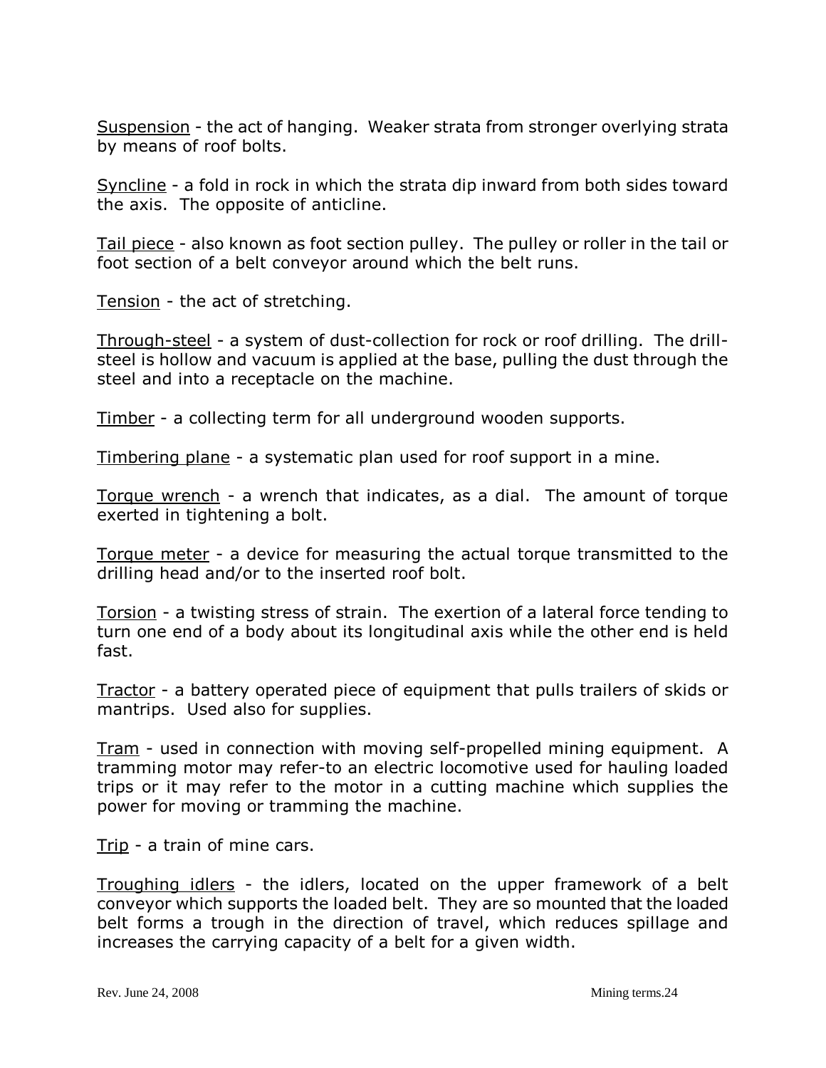Suspension - the act of hanging. Weaker strata from stronger overlying strata by means of roof bolts.

Syncline - a fold in rock in which the strata dip inward from both sides toward the axis. The opposite of anticline.

Tail piece - also known as foot section pulley. The pulley or roller in the tail or foot section of a belt conveyor around which the belt runs.

Tension - the act of stretching.

Through-steel - a system of dust-collection for rock or roof drilling. The drill-steel is hollow and vacuum is applied at the base, pulling the dust through the steel and into a receptacle on the machine.

Timber - a collecting term for all underground wooden supports.

Timbering plane - a systematic plan used for roof support in a mine.

Torque wrench - a wrench that indicates, as a dial. The amount of torque exerted in tightening a bolt.

Torque meter - a device for measuring the actual torque transmitted to the drilling head and/or to the inserted roof bolt.

Torsion - a twisting stress of strain. The exertion of a lateral force tending to turn one end of a body about its longitudinal axis while the other end is held fast.

Tractor - a battery operated piece of equipment that pulls trailers of skids or mantrips. Used also for supplies.

Tram - used in connection with moving self-propelled mining equipment. A tramming motor may refer-to an electric locomotive used for hauling loaded trips or it may refer to the motor in a cutting machine which supplies the power for moving or tramming the machine.

Trip - a train of mine cars.

Troughing idlers - the idlers, located on the upper framework of a belt conveyor which supports the loaded belt. They are so mounted that the loaded belt forms a trough in the direction of travel, which reduces spillage and increases the carrying capacity of a belt for a given width.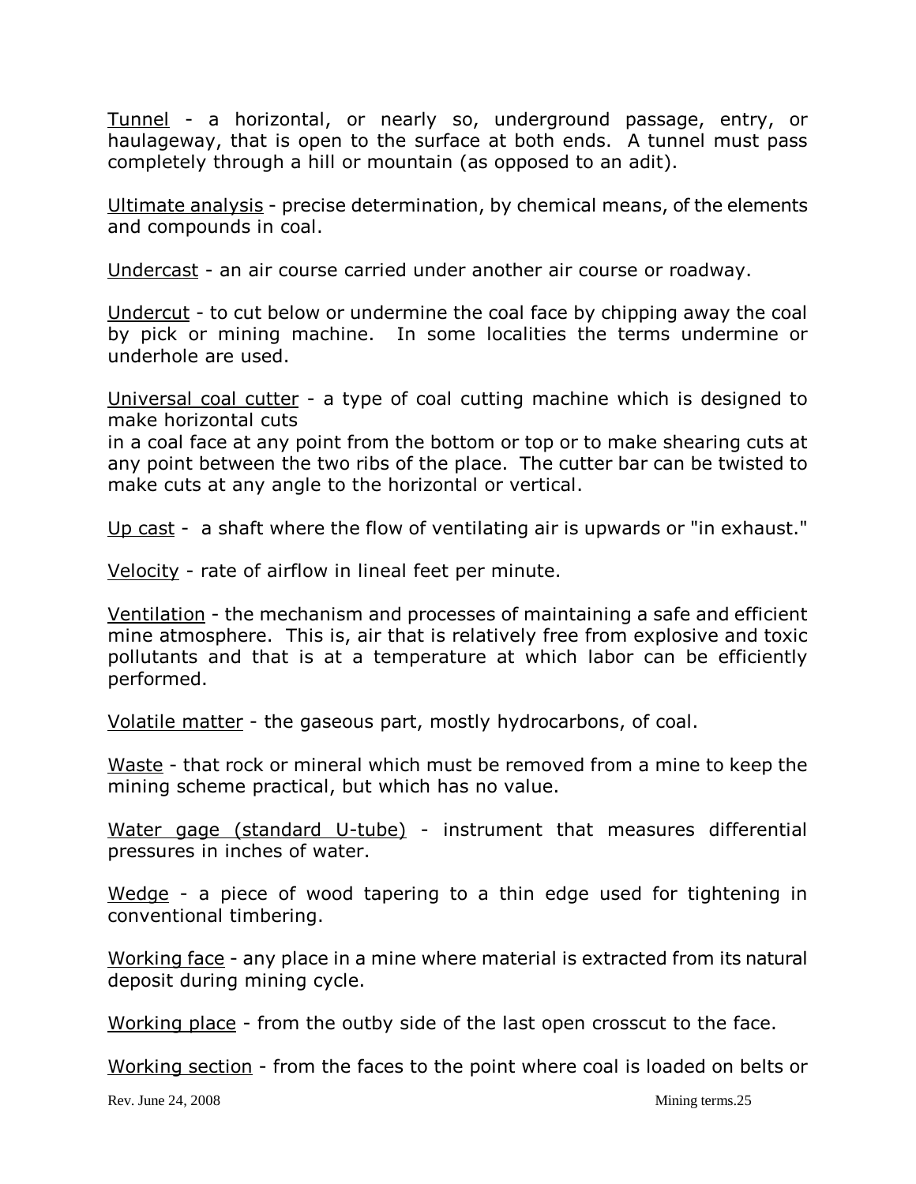Tunnel - a horizontal, or nearly so, underground passage, entry, or haulageway, that is open to the surface at both ends. A tunnel must pass completely through a hill or mountain (as opposed to an adit).

Ultimate analysis - precise determination, by chemical means, of the elements and compounds in coal.

Undercast - an air course carried under another air course or roadway.

Undercut - to cut below or undermine the coal face by chipping away the coal by pick or mining machine. In some localities the terms undermine or underhole are used.

Universal coal cutter - a type of coal cutting machine which is designed to make horizontal cuts
in a coal face at any point from the bottom or top or to make shearing cuts at any point between the two ribs of the place. The cutter bar can be twisted to make cuts at any angle to the horizontal or vertical.

Up cast - a shaft where the flow of ventilating air is upwards or "in exhaust."

Velocity - rate of airflow in lineal feet per minute.

Ventilation - the mechanism and processes of maintaining a safe and efficient mine atmosphere. This is, air that is relatively free from explosive and toxic pollutants and that is at a temperature at which labor can be efficiently performed.

Volatile matter - the gaseous part, mostly hydrocarbons, of coal.

Waste - that rock or mineral which must be removed from a mine to keep the mining scheme practical, but which has no value.

Water gage (standard U-tube) - instrument that measures differential pressures in inches of water.

Wedge - a piece of wood tapering to a thin edge used for tightening in conventional timbering.

Working face - any place in a mine where material is extracted from its natural deposit during mining cycle.

Working place - from the outby side of the last open crosscut to the face.

Working section - from the faces to the point where coal is loaded on belts or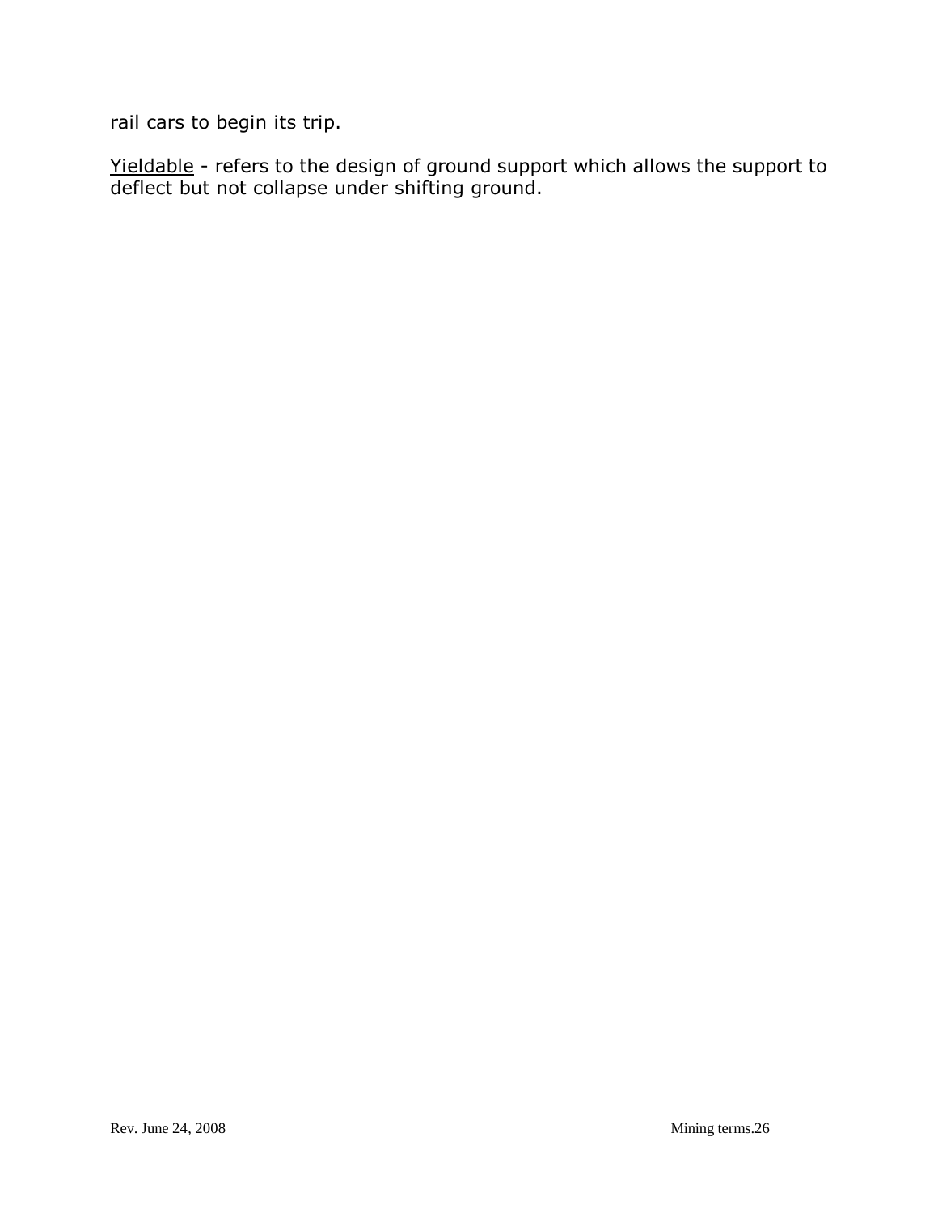rail cars to begin its trip.

Yieldable - refers to the design of ground support which allows the support to deflect but not collapse under shifting ground.